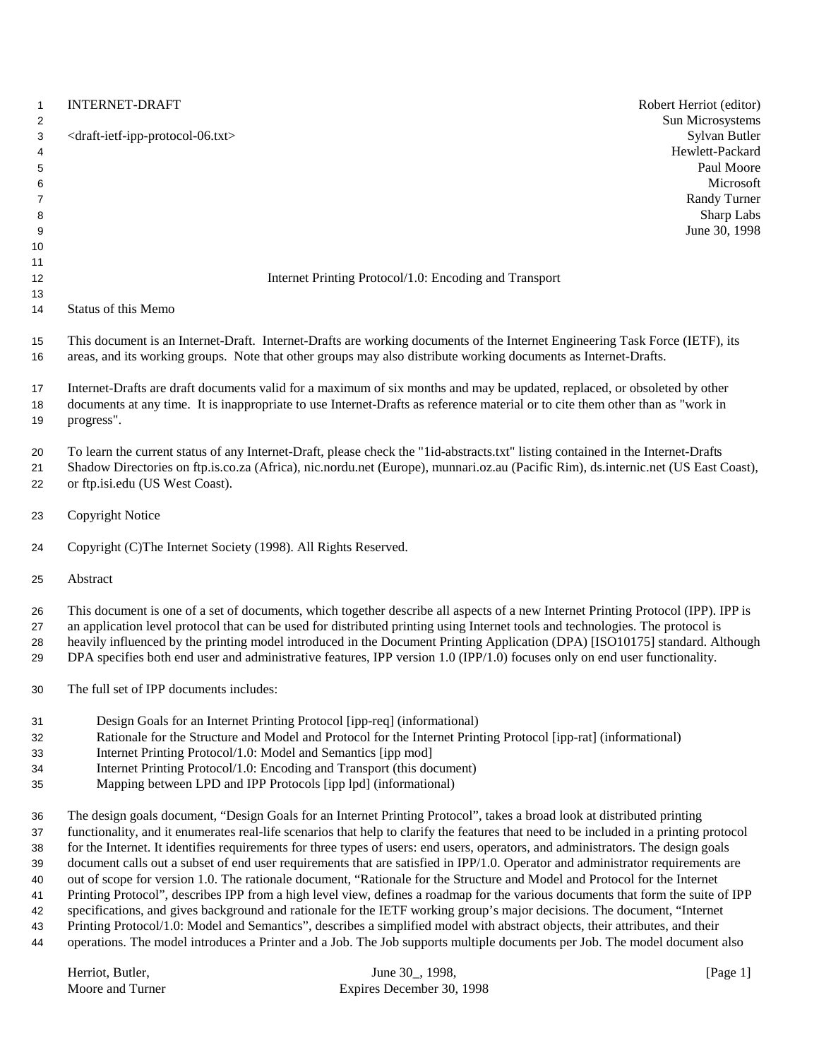INTERNET-DRAFT

<draft-ietf-ipp-protocol-06.txt>

Robert Herriot (editor)
Sun Microsystems
Sylvan Butler
Hewlett-Packard
Paul Moore
Microsoft
Randy Turner
Sharp Labs
June 30, 1998

# Internet Printing Protocol/1.0: Encoding and Transport

## Status of this Memo

This document is an Internet-Draft. Internet-Drafts are working documents of the Internet Engineering Task Force (IETF), its areas, and its working groups. Note that other groups may also distribute working documents as Internet-Drafts.

Internet-Drafts are draft documents valid for a maximum of six months and may be updated, replaced, or obsoleted by other documents at any time. It is inappropriate to use Internet-Drafts as reference material or to cite them other than as "work in progress".

To learn the current status of any Internet-Draft, please check the "1id-abstracts.txt" listing contained in the Internet-Drafts Shadow Directories on ftp.is.co.za (Africa), nic.nordu.net (Europe), munnari.oz.au (Pacific Rim), ds.internic.net (US East Coast), or ftp.isi.edu (US West Coast).

## Copyright Notice

Copyright (C)The Internet Society (1998). All Rights Reserved.

## Abstract

This document is one of a set of documents, which together describe all aspects of a new Internet Printing Protocol (IPP). IPP is an application level protocol that can be used for distributed printing using Internet tools and technologies. The protocol is heavily influenced by the printing model introduced in the Document Printing Application (DPA) [ISO10175] standard. Although DPA specifies both end user and administrative features, IPP version 1.0 (IPP/1.0) focuses only on end user functionality.

The full set of IPP documents includes:

- Design Goals for an Internet Printing Protocol [ipp-req] (informational)
- Rationale for the Structure and Model and Protocol for the Internet Printing Protocol [ipp-rat] (informational)
- Internet Printing Protocol/1.0: Model and Semantics [ipp mod]
- Internet Printing Protocol/1.0: Encoding and Transport (this document)
- Mapping between LPD and IPP Protocols [ipp lpd] (informational)

The design goals document, “Design Goals for an Internet Printing Protocol”, takes a broad look at distributed printing functionality, and it enumerates real-life scenarios that help to clarify the features that need to be included in a printing protocol for the Internet. It identifies requirements for three types of users: end users, operators, and administrators. The design goals document calls out a subset of end user requirements that are satisfied in IPP/1.0. Operator and administrator requirements are out of scope for version 1.0. The rationale document, “Rationale for the Structure and Model and Protocol for the Internet Printing Protocol”, describes IPP from a high level view, defines a roadmap for the various documents that form the suite of IPP specifications, and gives background and rationale for the IETF working group’s major decisions. The document, “Internet Printing Protocol/1.0: Model and Semantics”, describes a simplified model with abstract objects, their attributes, and their operations. The model introduces a Printer and a Job. The Job supports multiple documents per Job. The model document also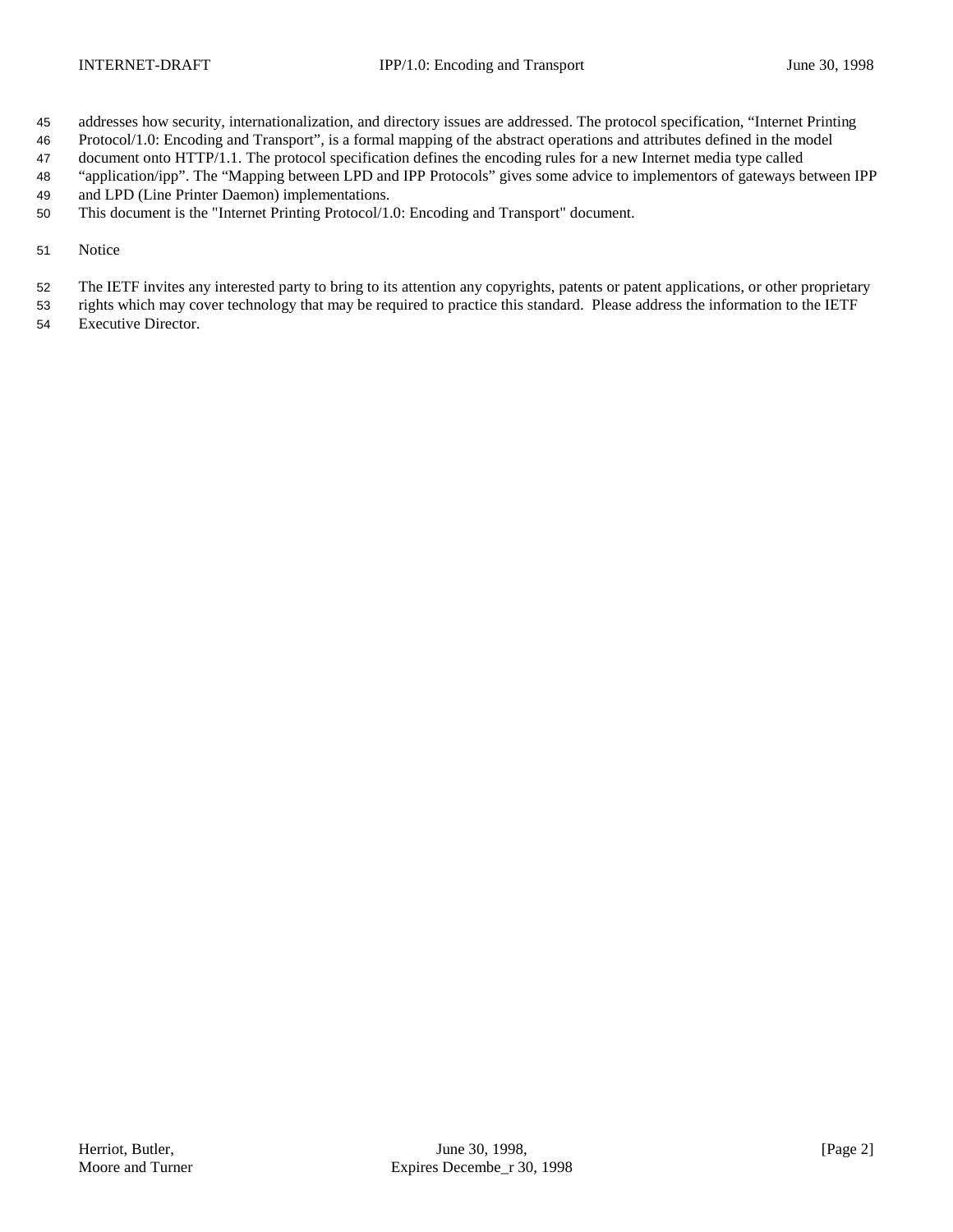addresses how security, internationalization, and directory issues are addressed. The protocol specification, “Internet Printing Protocol/1.0: Encoding and Transport”, is a formal mapping of the abstract operations and attributes defined in the model document onto HTTP/1.1. The protocol specification defines the encoding rules for a new Internet media type called “application/ipp”. The “Mapping between LPD and IPP Protocols” gives some advice to implementors of gateways between IPP and LPD (Line Printer Daemon) implementations.

This document is the "Internet Printing Protocol/1.0: Encoding and Transport" document.

Notice

The IETF invites any interested party to bring to its attention any copyrights, patents or patent applications, or other proprietary rights which may cover technology that may be required to practice this standard. Please address the information to the IETF Executive Director.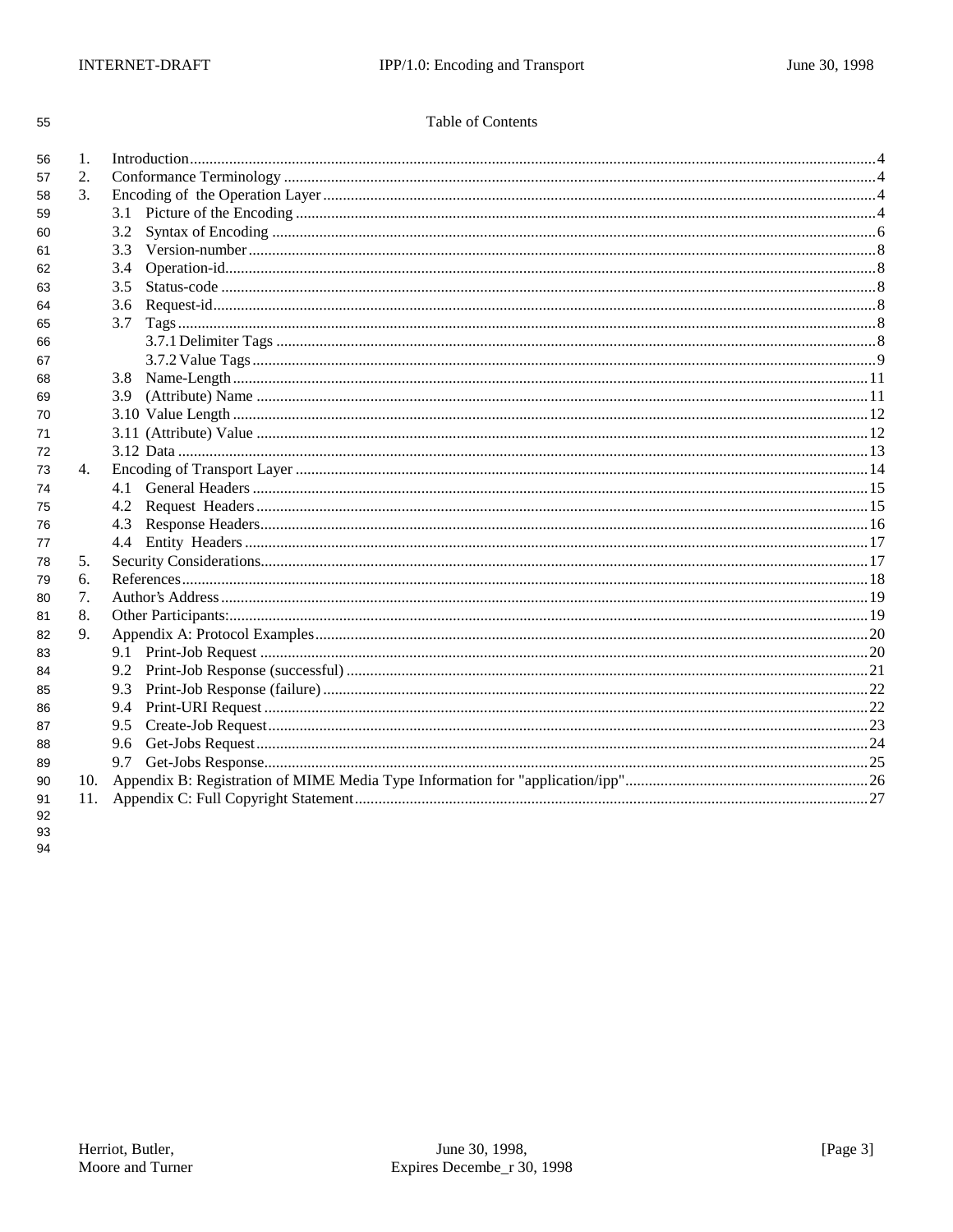# Table of Contents

1. Introduction....4
2. Conformance Terminology....4
3. Encoding of the Operation Layer....4
   - 3.1 Picture of the Encoding....4
   - 3.2 Syntax of Encoding....6
   - 3.3 Version-number....8
   - 3.4 Operation-id....8
   - 3.5 Status-code....8
   - 3.6 Request-id....8
   - 3.7 Tags....8
     - 3.7.1 Delimiter Tags....8
     - 3.7.2 Value Tags....9
   - 3.8 Name-Length....11
   - 3.9 (Attribute) Name....11
   - 3.10 Value Length....12
   - 3.11 (Attribute) Value....12
   - 3.12 Data....13
4. Encoding of Transport Layer....14
   - 4.1 General Headers....15
   - 4.2 Request Headers....15
   - 4.3 Response Headers....16
   - 4.4 Entity Headers....17
5. Security Considerations....17
6. References....18
7. Author's Address....19
8. Other Participants:....19
9. Appendix A: Protocol Examples....20
   - 9.1 Print-Job Request....20
   - 9.2 Print-Job Response (successful)....21
   - 9.3 Print-Job Response (failure)....22
   - 9.4 Print-URI Request....22
   - 9.5 Create-Job Request....23
   - 9.6 Get-Jobs Request....24
   - 9.7 Get-Jobs Response....25
10. Appendix B: Registration of MIME Media Type Information for "application/ipp"....26
11. Appendix C: Full Copyright Statement....27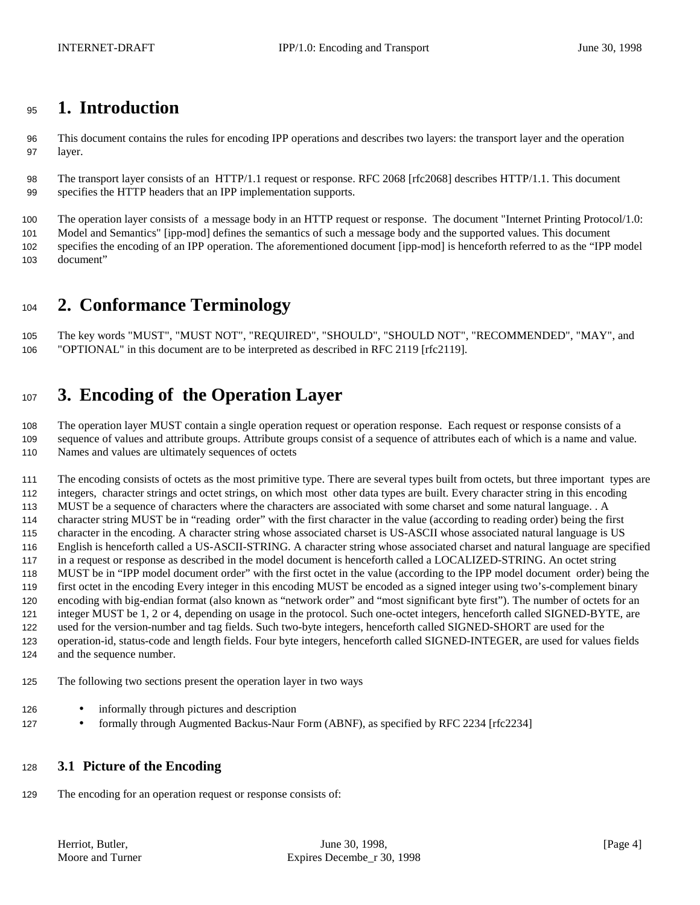# 1. Introduction

This document contains the rules for encoding IPP operations and describes two layers: the transport layer and the operation layer.

The transport layer consists of an HTTP/1.1 request or response. RFC 2068 [rfc2068] describes HTTP/1.1. This document specifies the HTTP headers that an IPP implementation supports.

The operation layer consists of a message body in an HTTP request or response. The document "Internet Printing Protocol/1.0: Model and Semantics" [ipp-mod] defines the semantics of such a message body and the supported values. This document specifies the encoding of an IPP operation. The aforementioned document [ipp-mod] is henceforth referred to as the "IPP model document"

# 2. Conformance Terminology

The key words "MUST", "MUST NOT", "REQUIRED", "SHOULD", "SHOULD NOT", "RECOMMENDED", "MAY", and "OPTIONAL" in this document are to be interpreted as described in RFC 2119 [rfc2119].

# 3. Encoding of the Operation Layer

The operation layer MUST contain a single operation request or operation response. Each request or response consists of a sequence of values and attribute groups. Attribute groups consist of a sequence of attributes each of which is a name and value. Names and values are ultimately sequences of octets

The encoding consists of octets as the most primitive type. There are several types built from octets, but three important types are integers, character strings and octet strings, on which most other data types are built. Every character string in this encoding MUST be a sequence of characters where the characters are associated with some charset and some natural language. . A character string MUST be in "reading order" with the first character in the value (according to reading order) being the first character in the encoding. A character string whose associated charset is US-ASCII whose associated natural language is US English is henceforth called a US-ASCII-STRING. A character string whose associated charset and natural language are specified in a request or response as described in the model document is henceforth called a LOCALIZED-STRING. An octet string MUST be in "IPP model document order" with the first octet in the value (according to the IPP model document order) being the first octet in the encoding Every integer in this encoding MUST be encoded as a signed integer using two's-complement binary encoding with big-endian format (also known as "network order" and "most significant byte first"). The number of octets for an integer MUST be 1, 2 or 4, depending on usage in the protocol. Such one-octet integers, henceforth called SIGNED-BYTE, are used for the version-number and tag fields. Such two-byte integers, henceforth called SIGNED-SHORT are used for the operation-id, status-code and length fields. Four byte integers, henceforth called SIGNED-INTEGER, are used for values fields and the sequence number.

The following two sections present the operation layer in two ways

- informally through pictures and description
- formally through Augmented Backus-Naur Form (ABNF), as specified by RFC 2234 [rfc2234]

## 3.1 Picture of the Encoding

The encoding for an operation request or response consists of: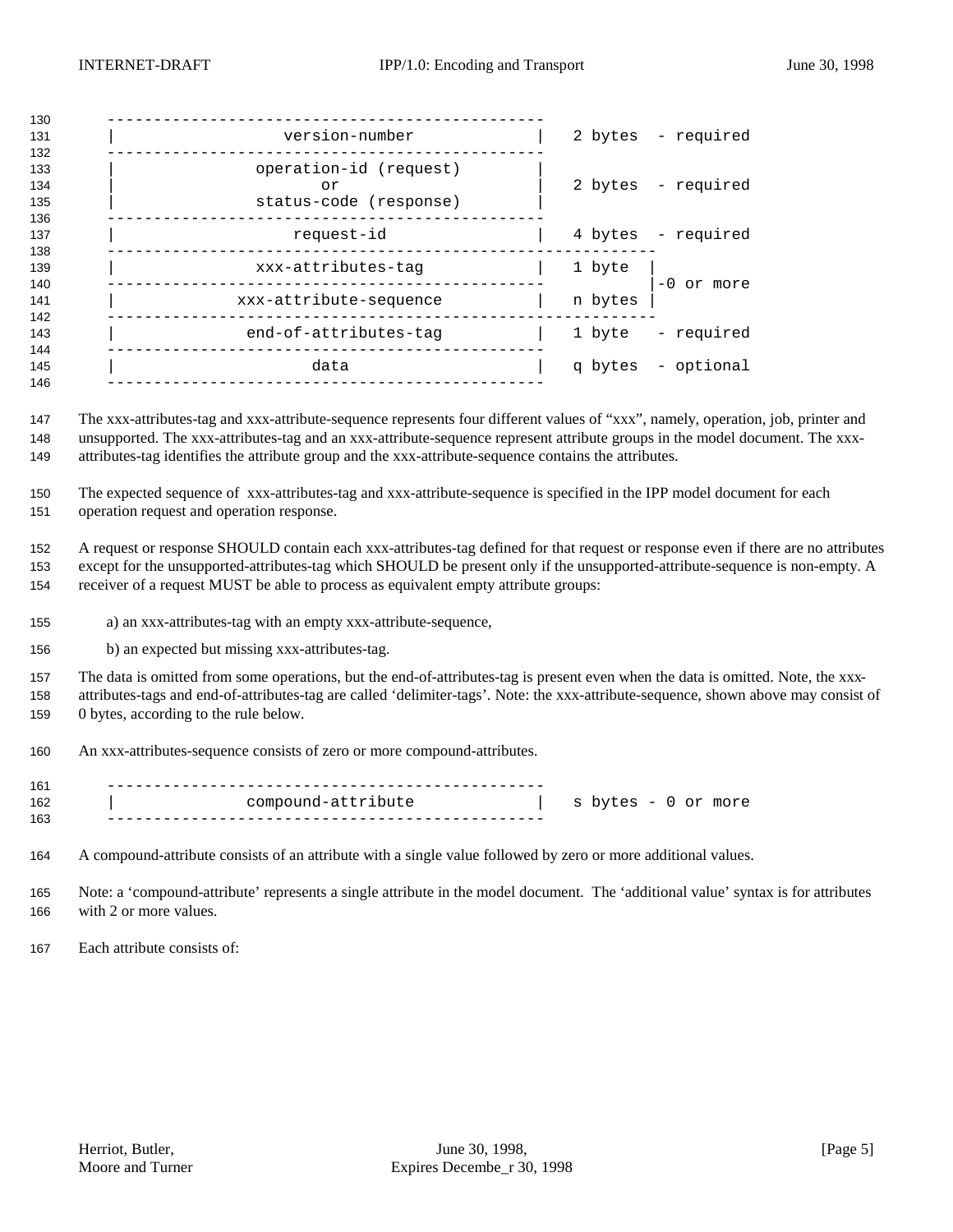```
-----------------------------------------------
|              version-number                  |   2 bytes  - required
-----------------------------------------------
|           operation-id (request)             |
|                    or                        |   2 bytes  - required
|           status-code (response)             |
-----------------------------------------------
|                request-id                    |   4 bytes  - required
-----------------------------------------------------------
|            xxx-attributes-tag                |   1 byte  |
-----------------------------------------------            |-0 or more
|          xxx-attribute-sequence              |   n bytes |
-----------------------------------------------------------
|           end-of-attributes-tag              |   1 byte   - required
-----------------------------------------------
|                   data                       |   q bytes  - optional
-----------------------------------------------
```

The xxx-attributes-tag and xxx-attribute-sequence represents four different values of “xxx”, namely, operation, job, printer and unsupported. The xxx-attributes-tag and an xxx-attribute-sequence represent attribute groups in the model document. The xxx-attributes-tag identifies the attribute group and the xxx-attribute-sequence contains the attributes.

The expected sequence of xxx-attributes-tag and xxx-attribute-sequence is specified in the IPP model document for each operation request and operation response.

A request or response SHOULD contain each xxx-attributes-tag defined for that request or response even if there are no attributes except for the unsupported-attributes-tag which SHOULD be present only if the unsupported-attribute-sequence is non-empty. A receiver of a request MUST be able to process as equivalent empty attribute groups:

a) an xxx-attributes-tag with an empty xxx-attribute-sequence,

b) an expected but missing xxx-attributes-tag.

The data is omitted from some operations, but the end-of-attributes-tag is present even when the data is omitted. Note, the xxx-attributes-tags and end-of-attributes-tag are called ‘delimiter-tags’. Note: the xxx-attribute-sequence, shown above may consist of 0 bytes, according to the rule below.

An xxx-attributes-sequence consists of zero or more compound-attributes.

```
-----------------------------------------------
|            compound-attribute                |   s bytes - 0 or more
-----------------------------------------------
```

A compound-attribute consists of an attribute with a single value followed by zero or more additional values.

Note: a ‘compound-attribute’ represents a single attribute in the model document. The ‘additional value’ syntax is for attributes with 2 or more values.

Each attribute consists of: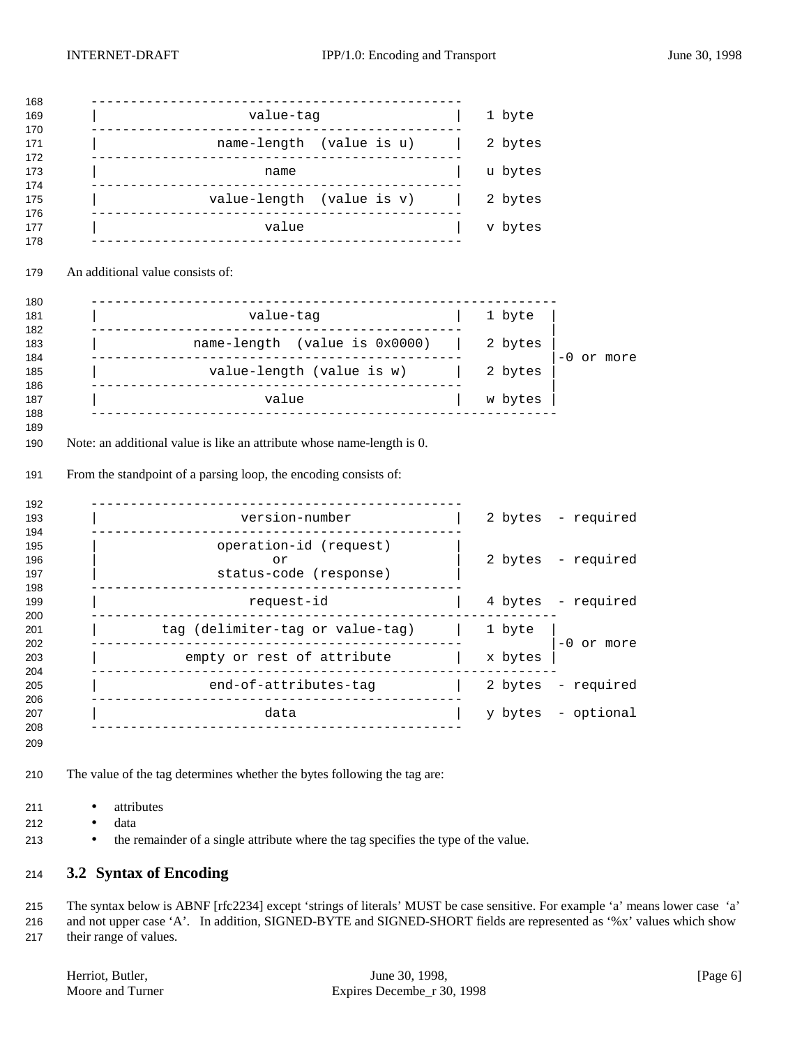```
---------------------------------------------------
|                  value-tag                   |   1 byte
---------------------------------------------------
|              name-length  (value is u)       |   2 bytes
---------------------------------------------------
|                     name                     |   u bytes
---------------------------------------------------
|             value-length  (value is v)       |   2 bytes
---------------------------------------------------
|                     value                    |   v bytes
---------------------------------------------------
```

An additional value consists of:

```
-----------------------------------------------------------
|                  value-tag                   |   1 byte  |
---------------------------------------------------        |
|           name-length  (value is 0x0000)     |   2 bytes |
---------------------------------------------------        |-0 or more
|             value-length (value is w)        |   2 bytes |
---------------------------------------------------        |
|                     value                    |   w bytes |
-----------------------------------------------------------
```

Note: an additional value is like an attribute whose name-length is 0.

From the standpoint of a parsing loop, the encoding consists of:

```
---------------------------------------------------
|                version-number                |   2 bytes  - required
---------------------------------------------------
|              operation-id (request)          |
|                      or                      |   2 bytes  - required
|              status-code (response)          |
---------------------------------------------------
|                  request-id                  |   4 bytes  - required
-----------------------------------------------------------
|        tag (delimiter-tag or value-tag)      |   1 byte  |
---------------------------------------------------        |-0 or more
|           empty or rest of attribute         |   x bytes |
-----------------------------------------------------------
|             end-of-attributes-tag            |   2 bytes  - required
---------------------------------------------------
|                     data                     |   y bytes  - optional
---------------------------------------------------
```

The value of the tag determines whether the bytes following the tag are:

- attributes
- data
- the remainder of a single attribute where the tag specifies the type of the value.

## 3.2 Syntax of Encoding

The syntax below is ABNF [rfc2234] except 'strings of literals' MUST be case sensitive. For example 'a' means lower case 'a' and not upper case 'A'. In addition, SIGNED-BYTE and SIGNED-SHORT fields are represented as '%x' values which show their range of values.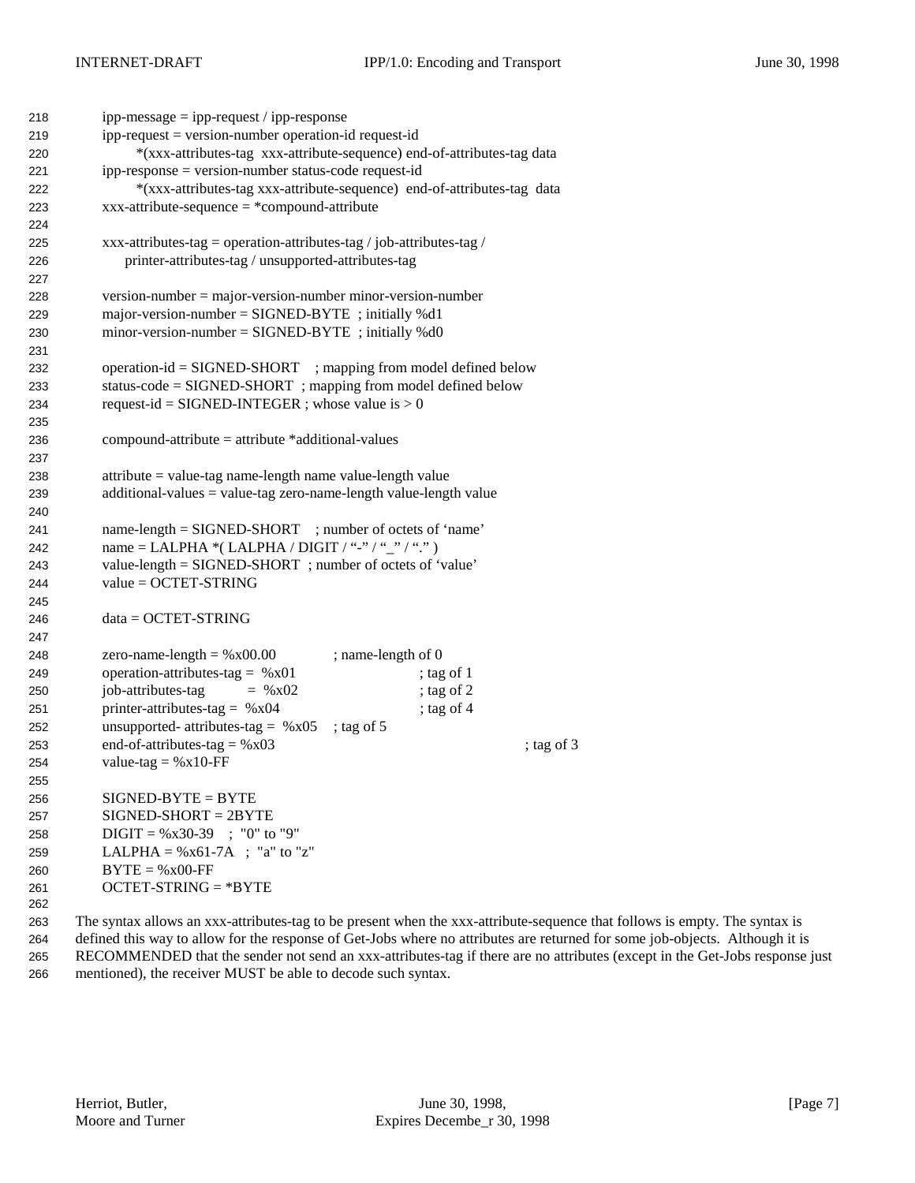```
ipp-message = ipp-request / ipp-response
ipp-request = version-number operation-id request-id
      *(xxx-attributes-tag  xxx-attribute-sequence) end-of-attributes-tag data
ipp-response = version-number status-code request-id
      *(xxx-attributes-tag xxx-attribute-sequence)  end-of-attributes-tag  data
xxx-attribute-sequence = *compound-attribute

xxx-attributes-tag = operation-attributes-tag / job-attributes-tag /
     printer-attributes-tag / unsupported-attributes-tag

version-number = major-version-number minor-version-number
major-version-number = SIGNED-BYTE  ; initially %d1
minor-version-number = SIGNED-BYTE  ; initially %d0

operation-id = SIGNED-SHORT    ; mapping from model defined below
status-code = SIGNED-SHORT  ; mapping from model defined below
request-id = SIGNED-INTEGER ; whose value is > 0

compound-attribute = attribute *additional-values

attribute = value-tag name-length name value-length value
additional-values = value-tag zero-name-length value-length value

name-length = SIGNED-SHORT    ; number of octets of 'name'
name = LALPHA *( LALPHA / DIGIT / "-" / "_" / "." )
value-length = SIGNED-SHORT  ; number of octets of 'value'
value = OCTET-STRING

data = OCTET-STRING

zero-name-length = %x00.00              ; name-length of 0
operation-attributes-tag =  %x01                          ; tag of 1
job-attributes-tag          =  %x02                       ; tag of 2
printer-attributes-tag =  %x04                            ; tag of 4
unsupported- attributes-tag =  %x05    ; tag of 5
end-of-attributes-tag = %x03                                              ; tag of 3
value-tag = %x10-FF

SIGNED-BYTE = BYTE
SIGNED-SHORT = 2BYTE
DIGIT = %x30-39   ;  "0" to "9"
LALPHA = %x61-7A   ;  "a" to "z"
BYTE = %x00-FF
OCTET-STRING = *BYTE
```

The syntax allows an xxx-attributes-tag to be present when the xxx-attribute-sequence that follows is empty. The syntax is defined this way to allow for the response of Get-Jobs where no attributes are returned for some job-objects. Although it is RECOMMENDED that the sender not send an xxx-attributes-tag if there are no attributes (except in the Get-Jobs response just mentioned), the receiver MUST be able to decode such syntax.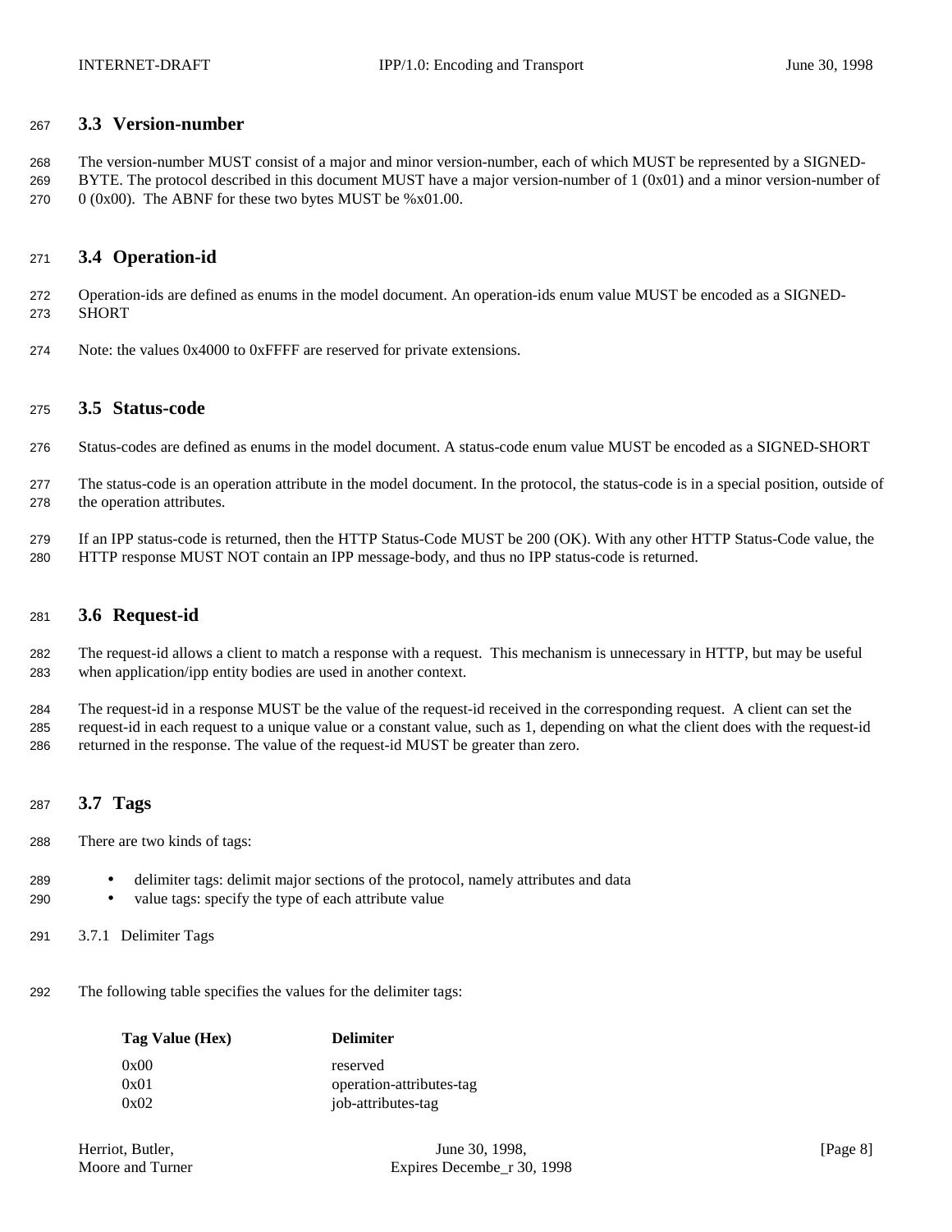## 3.3 Version-number

The version-number MUST consist of a major and minor version-number, each of which MUST be represented by a SIGNED-BYTE. The protocol described in this document MUST have a major version-number of 1 (0x01) and a minor version-number of 0 (0x00). The ABNF for these two bytes MUST be %x01.00.

## 3.4 Operation-id

Operation-ids are defined as enums in the model document. An operation-ids enum value MUST be encoded as a SIGNED-SHORT

Note: the values 0x4000 to 0xFFFF are reserved for private extensions.

## 3.5 Status-code

Status-codes are defined as enums in the model document. A status-code enum value MUST be encoded as a SIGNED-SHORT

The status-code is an operation attribute in the model document. In the protocol, the status-code is in a special position, outside of the operation attributes.

If an IPP status-code is returned, then the HTTP Status-Code MUST be 200 (OK). With any other HTTP Status-Code value, the HTTP response MUST NOT contain an IPP message-body, and thus no IPP status-code is returned.

## 3.6 Request-id

The request-id allows a client to match a response with a request. This mechanism is unnecessary in HTTP, but may be useful when application/ipp entity bodies are used in another context.

The request-id in a response MUST be the value of the request-id received in the corresponding request. A client can set the request-id in each request to a unique value or a constant value, such as 1, depending on what the client does with the request-id returned in the response. The value of the request-id MUST be greater than zero.

## 3.7 Tags

There are two kinds of tags:

- delimiter tags: delimit major sections of the protocol, namely attributes and data
- value tags: specify the type of each attribute value

### 3.7.1 Delimiter Tags

The following table specifies the values for the delimiter tags:

| Tag Value (Hex) | Delimiter |
|---|---|
| 0x00 | reserved |
| 0x01 | operation-attributes-tag |
| 0x02 | job-attributes-tag |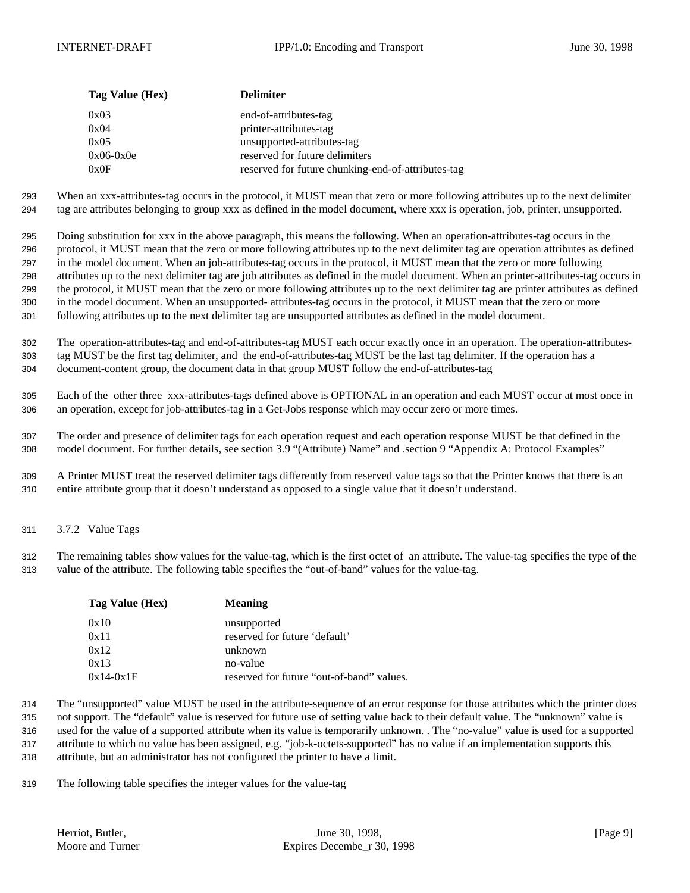| Tag Value (Hex) | Delimiter |
|---|---|
| 0x03 | end-of-attributes-tag |
| 0x04 | printer-attributes-tag |
| 0x05 | unsupported-attributes-tag |
| 0x06-0x0e | reserved for future delimiters |
| 0x0F | reserved for future chunking-end-of-attributes-tag |

When an xxx-attributes-tag occurs in the protocol, it MUST mean that zero or more following attributes up to the next delimiter tag are attributes belonging to group xxx as defined in the model document, where xxx is operation, job, printer, unsupported.

Doing substitution for xxx in the above paragraph, this means the following. When an operation-attributes-tag occurs in the protocol, it MUST mean that the zero or more following attributes up to the next delimiter tag are operation attributes as defined in the model document. When an job-attributes-tag occurs in the protocol, it MUST mean that the zero or more following attributes up to the next delimiter tag are job attributes as defined in the model document. When an printer-attributes-tag occurs in the protocol, it MUST mean that the zero or more following attributes up to the next delimiter tag are printer attributes as defined in the model document. When an unsupported- attributes-tag occurs in the protocol, it MUST mean that the zero or more following attributes up to the next delimiter tag are unsupported attributes as defined in the model document.

The operation-attributes-tag and end-of-attributes-tag MUST each occur exactly once in an operation. The operation-attributes-tag MUST be the first tag delimiter, and the end-of-attributes-tag MUST be the last tag delimiter. If the operation has a document-content group, the document data in that group MUST follow the end-of-attributes-tag

Each of the other three xxx-attributes-tags defined above is OPTIONAL in an operation and each MUST occur at most once in an operation, except for job-attributes-tag in a Get-Jobs response which may occur zero or more times.

The order and presence of delimiter tags for each operation request and each operation response MUST be that defined in the model document. For further details, see section 3.9 "(Attribute) Name" and .section 9 "Appendix A: Protocol Examples"

A Printer MUST treat the reserved delimiter tags differently from reserved value tags so that the Printer knows that there is an entire attribute group that it doesn't understand as opposed to a single value that it doesn't understand.

### 3.7.2 Value Tags

The remaining tables show values for the value-tag, which is the first octet of an attribute. The value-tag specifies the type of the value of the attribute. The following table specifies the "out-of-band" values for the value-tag.

| Tag Value (Hex) | Meaning |
|---|---|
| 0x10 | unsupported |
| 0x11 | reserved for future 'default' |
| 0x12 | unknown |
| 0x13 | no-value |
| 0x14-0x1F | reserved for future "out-of-band" values. |

The "unsupported" value MUST be used in the attribute-sequence of an error response for those attributes which the printer does not support. The "default" value is reserved for future use of setting value back to their default value. The "unknown" value is used for the value of a supported attribute when its value is temporarily unknown. . The "no-value" value is used for a supported attribute to which no value has been assigned, e.g. "job-k-octets-supported" has no value if an implementation supports this attribute, but an administrator has not configured the printer to have a limit.

The following table specifies the integer values for the value-tag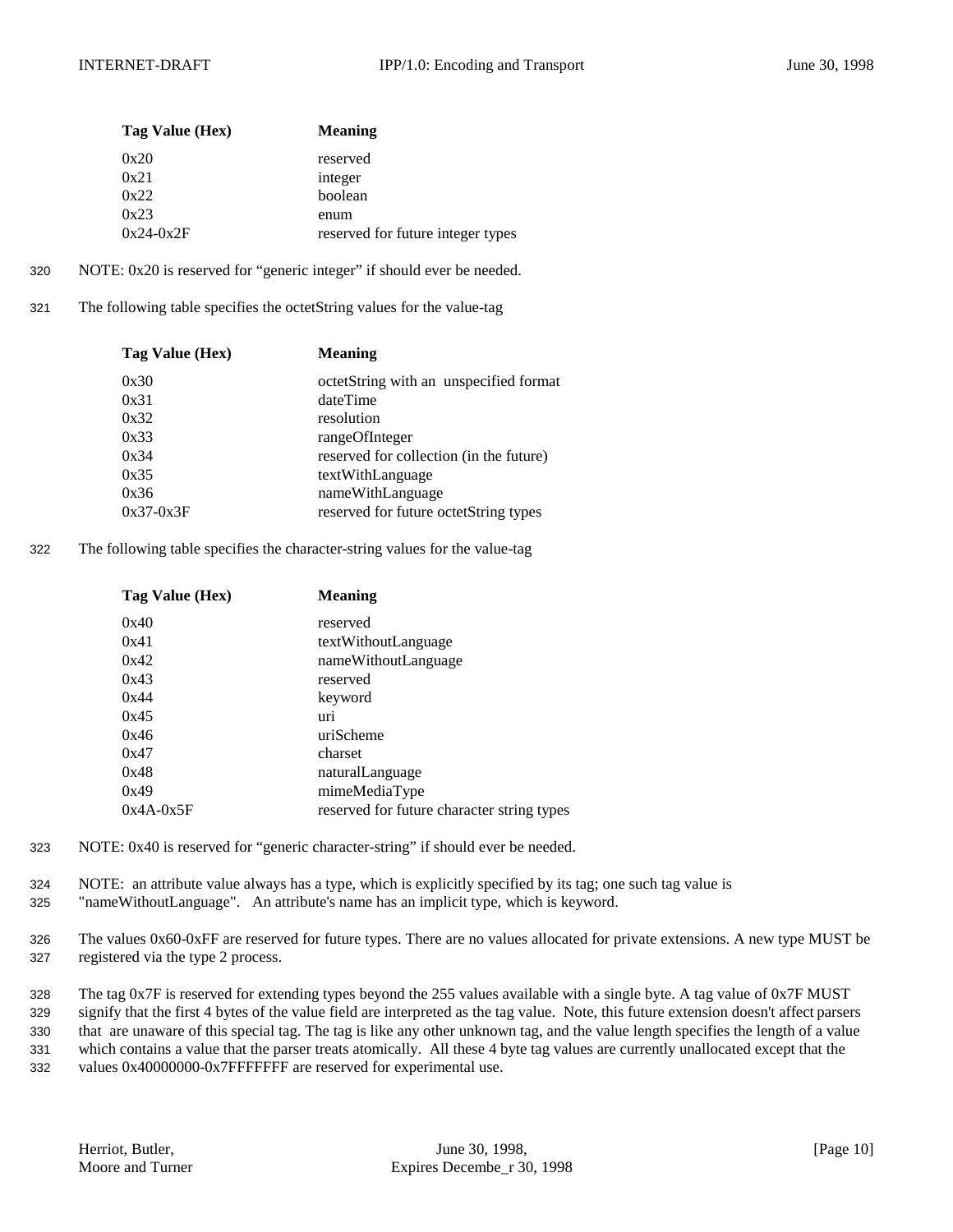| Tag Value (Hex) | Meaning |
| --- | --- |
| 0x20 | reserved |
| 0x21 | integer |
| 0x22 | boolean |
| 0x23 | enum |
| 0x24-0x2F | reserved for future integer types |

NOTE: 0x20 is reserved for "generic integer" if should ever be needed.

The following table specifies the octetString values for the value-tag

| Tag Value (Hex) | Meaning |
| --- | --- |
| 0x30 | octetString with an unspecified format |
| 0x31 | dateTime |
| 0x32 | resolution |
| 0x33 | rangeOfInteger |
| 0x34 | reserved for collection (in the future) |
| 0x35 | textWithLanguage |
| 0x36 | nameWithLanguage |
| 0x37-0x3F | reserved for future octetString types |

The following table specifies the character-string values for the value-tag

| Tag Value (Hex) | Meaning |
| --- | --- |
| 0x40 | reserved |
| 0x41 | textWithoutLanguage |
| 0x42 | nameWithoutLanguage |
| 0x43 | reserved |
| 0x44 | keyword |
| 0x45 | uri |
| 0x46 | uriScheme |
| 0x47 | charset |
| 0x48 | naturalLanguage |
| 0x49 | mimeMediaType |
| 0x4A-0x5F | reserved for future character string types |

NOTE: 0x40 is reserved for "generic character-string" if should ever be needed.

NOTE: an attribute value always has a type, which is explicitly specified by its tag; one such tag value is "nameWithoutLanguage". An attribute's name has an implicit type, which is keyword.

The values 0x60-0xFF are reserved for future types. There are no values allocated for private extensions. A new type MUST be registered via the type 2 process.

The tag 0x7F is reserved for extending types beyond the 255 values available with a single byte. A tag value of 0x7F MUST signify that the first 4 bytes of the value field are interpreted as the tag value. Note, this future extension doesn't affect parsers that are unaware of this special tag. The tag is like any other unknown tag, and the value length specifies the length of a value which contains a value that the parser treats atomically. All these 4 byte tag values are currently unallocated except that the values 0x40000000-0x7FFFFFFF are reserved for experimental use.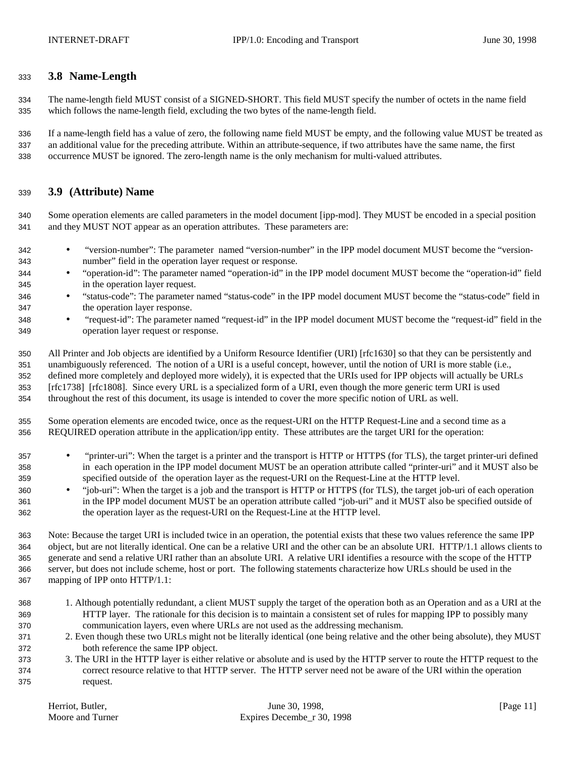### 3.8 Name-Length

The name-length field MUST consist of a SIGNED-SHORT. This field MUST specify the number of octets in the name field which follows the name-length field, excluding the two bytes of the name-length field.

If a name-length field has a value of zero, the following name field MUST be empty, and the following value MUST be treated as an additional value for the preceding attribute. Within an attribute-sequence, if two attributes have the same name, the first occurrence MUST be ignored. The zero-length name is the only mechanism for multi-valued attributes.

### 3.9 (Attribute) Name

Some operation elements are called parameters in the model document [ipp-mod]. They MUST be encoded in a special position and they MUST NOT appear as an operation attributes. These parameters are:

- "version-number": The parameter named "version-number" in the IPP model document MUST become the "version-number" field in the operation layer request or response.
- "operation-id": The parameter named "operation-id" in the IPP model document MUST become the "operation-id" field in the operation layer request.
- "status-code": The parameter named "status-code" in the IPP model document MUST become the "status-code" field in the operation layer response.
- "request-id": The parameter named "request-id" in the IPP model document MUST become the "request-id" field in the operation layer request or response.

All Printer and Job objects are identified by a Uniform Resource Identifier (URI) [rfc1630] so that they can be persistently and unambiguously referenced. The notion of a URI is a useful concept, however, until the notion of URI is more stable (i.e., defined more completely and deployed more widely), it is expected that the URIs used for IPP objects will actually be URLs [rfc1738] [rfc1808]. Since every URL is a specialized form of a URI, even though the more generic term URI is used throughout the rest of this document, its usage is intended to cover the more specific notion of URL as well.

Some operation elements are encoded twice, once as the request-URI on the HTTP Request-Line and a second time as a REQUIRED operation attribute in the application/ipp entity. These attributes are the target URI for the operation:

- "printer-uri": When the target is a printer and the transport is HTTP or HTTPS (for TLS), the target printer-uri defined in each operation in the IPP model document MUST be an operation attribute called "printer-uri" and it MUST also be specified outside of the operation layer as the request-URI on the Request-Line at the HTTP level.
- "job-uri": When the target is a job and the transport is HTTP or HTTPS (for TLS), the target job-uri of each operation in the IPP model document MUST be an operation attribute called "job-uri" and it MUST also be specified outside of the operation layer as the request-URI on the Request-Line at the HTTP level.

Note: Because the target URI is included twice in an operation, the potential exists that these two values reference the same IPP object, but are not literally identical. One can be a relative URI and the other can be an absolute URI. HTTP/1.1 allows clients to generate and send a relative URI rather than an absolute URI. A relative URI identifies a resource with the scope of the HTTP server, but does not include scheme, host or port. The following statements characterize how URLs should be used in the mapping of IPP onto HTTP/1.1:

1. Although potentially redundant, a client MUST supply the target of the operation both as an Operation and as a URI at the HTTP layer. The rationale for this decision is to maintain a consistent set of rules for mapping IPP to possibly many communication layers, even where URLs are not used as the addressing mechanism.
2. Even though these two URLs might not be literally identical (one being relative and the other being absolute), they MUST both reference the same IPP object.
3. The URI in the HTTP layer is either relative or absolute and is used by the HTTP server to route the HTTP request to the correct resource relative to that HTTP server. The HTTP server need not be aware of the URI within the operation request.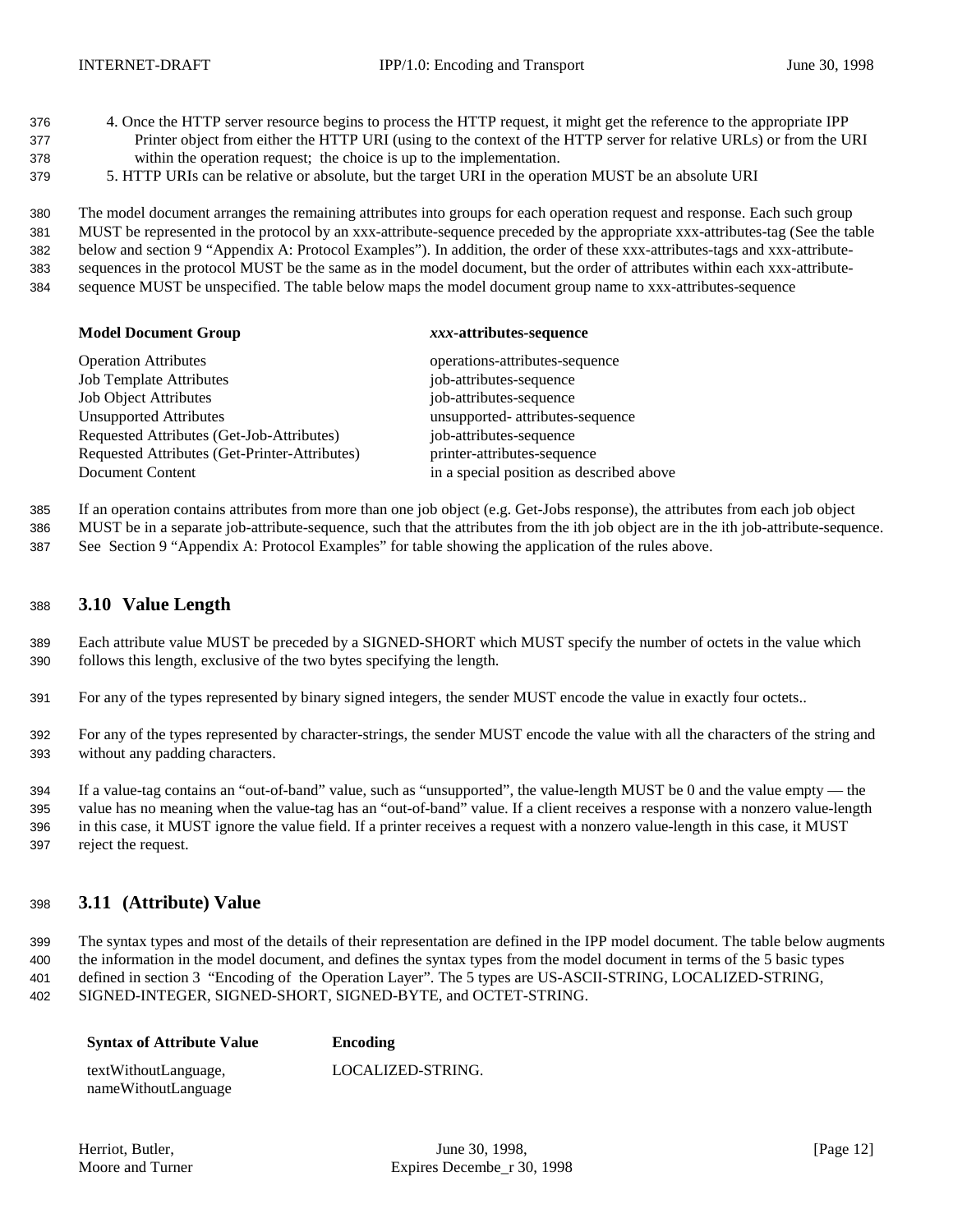4. Once the HTTP server resource begins to process the HTTP request, it might get the reference to the appropriate IPP Printer object from either the HTTP URI (using to the context of the HTTP server for relative URLs) or from the URI within the operation request; the choice is up to the implementation.
5. HTTP URIs can be relative or absolute, but the target URI in the operation MUST be an absolute URI

The model document arranges the remaining attributes into groups for each operation request and response. Each such group MUST be represented in the protocol by an xxx-attribute-sequence preceded by the appropriate xxx-attributes-tag (See the table below and section 9 "Appendix A: Protocol Examples"). In addition, the order of these xxx-attributes-tags and xxx-attribute-sequences in the protocol MUST be the same as in the model document, but the order of attributes within each xxx-attribute-sequence MUST be unspecified. The table below maps the model document group name to xxx-attributes-sequence

| **Model Document Group** | ***xxx*-attributes-sequence** |
|---|---|
| Operation Attributes | operations-attributes-sequence |
| Job Template Attributes | job-attributes-sequence |
| Job Object Attributes | job-attributes-sequence |
| Unsupported Attributes | unsupported- attributes-sequence |
| Requested Attributes (Get-Job-Attributes) | job-attributes-sequence |
| Requested Attributes (Get-Printer-Attributes) | printer-attributes-sequence |
| Document Content | in a special position as described above |

If an operation contains attributes from more than one job object (e.g. Get-Jobs response), the attributes from each job object MUST be in a separate job-attribute-sequence, such that the attributes from the ith job object are in the ith job-attribute-sequence. See Section 9 "Appendix A: Protocol Examples" for table showing the application of the rules above.

## 3.10 Value Length

Each attribute value MUST be preceded by a SIGNED-SHORT which MUST specify the number of octets in the value which follows this length, exclusive of the two bytes specifying the length.

For any of the types represented by binary signed integers, the sender MUST encode the value in exactly four octets..

For any of the types represented by character-strings, the sender MUST encode the value with all the characters of the string and without any padding characters.

If a value-tag contains an "out-of-band" value, such as "unsupported", the value-length MUST be 0 and the value empty — the value has no meaning when the value-tag has an "out-of-band" value. If a client receives a response with a nonzero value-length in this case, it MUST ignore the value field. If a printer receives a request with a nonzero value-length in this case, it MUST reject the request.

## 3.11 (Attribute) Value

The syntax types and most of the details of their representation are defined in the IPP model document. The table below augments the information in the model document, and defines the syntax types from the model document in terms of the 5 basic types defined in section 3 "Encoding of the Operation Layer". The 5 types are US-ASCII-STRING, LOCALIZED-STRING, SIGNED-INTEGER, SIGNED-SHORT, SIGNED-BYTE, and OCTET-STRING.

| **Syntax of Attribute Value** | **Encoding** |
|---|---|
| textWithoutLanguage, nameWithoutLanguage | LOCALIZED-STRING. |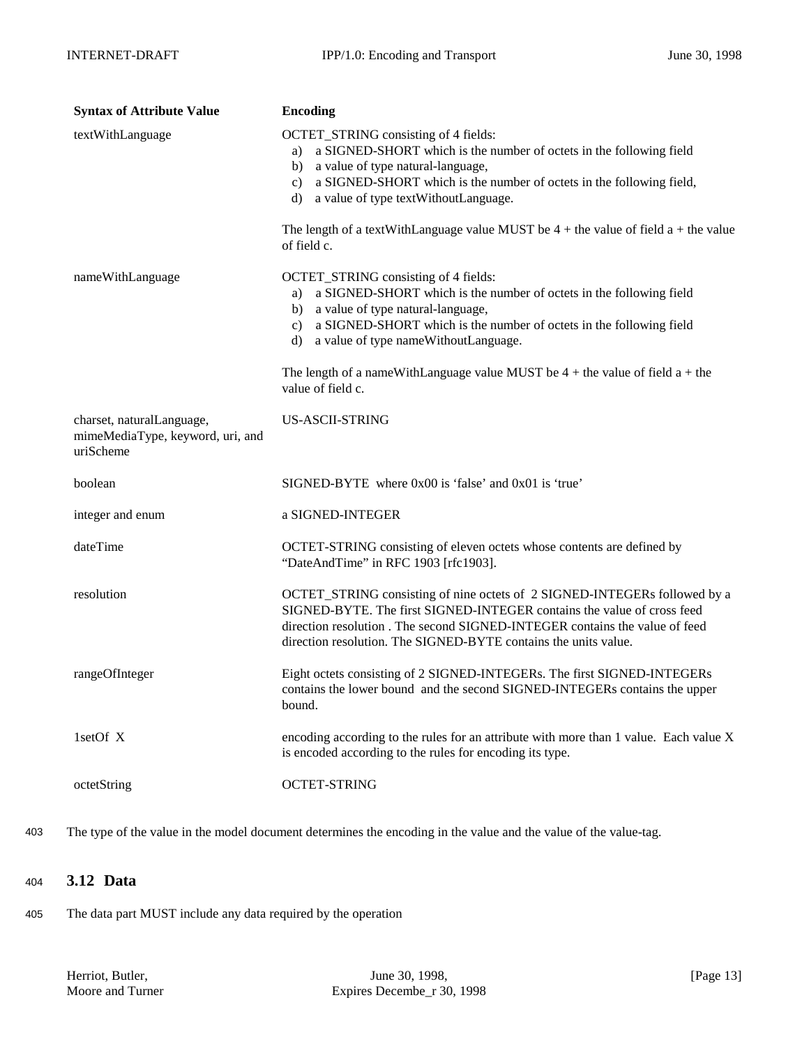| Syntax of Attribute Value | Encoding |
|---|---|
| textWithLanguage | OCTET_STRING consisting of 4 fields:<br>a) a SIGNED-SHORT which is the number of octets in the following field<br>b) a value of type natural-language,<br>c) a SIGNED-SHORT which is the number of octets in the following field,<br>d) a value of type textWithoutLanguage.<br><br>The length of a textWithLanguage value MUST be 4 + the value of field a + the value of field c. |
| nameWithLanguage | OCTET_STRING consisting of 4 fields:<br>a) a SIGNED-SHORT which is the number of octets in the following field<br>b) a value of type natural-language,<br>c) a SIGNED-SHORT which is the number of octets in the following field<br>d) a value of type nameWithoutLanguage.<br><br>The length of a nameWithLanguage value MUST be 4 + the value of field a + the value of field c. |
| charset, naturalLanguage, mimeMediaType, keyword, uri, and uriScheme | US-ASCII-STRING |
| boolean | SIGNED-BYTE where 0x00 is 'false' and 0x01 is 'true' |
| integer and enum | a SIGNED-INTEGER |
| dateTime | OCTET-STRING consisting of eleven octets whose contents are defined by "DateAndTime" in RFC 1903 [rfc1903]. |
| resolution | OCTET_STRING consisting of nine octets of 2 SIGNED-INTEGERs followed by a SIGNED-BYTE. The first SIGNED-INTEGER contains the value of cross feed direction resolution . The second SIGNED-INTEGER contains the value of feed direction resolution. The SIGNED-BYTE contains the units value. |
| rangeOfInteger | Eight octets consisting of 2 SIGNED-INTEGERs. The first SIGNED-INTEGERs contains the lower bound and the second SIGNED-INTEGERs contains the upper bound. |
| 1setOf X | encoding according to the rules for an attribute with more than 1 value. Each value X is encoded according to the rules for encoding its type. |
| octetString | OCTET-STRING |

403 The type of the value in the model document determines the encoding in the value and the value of the value-tag.

## 404 3.12 Data

405 The data part MUST include any data required by the operation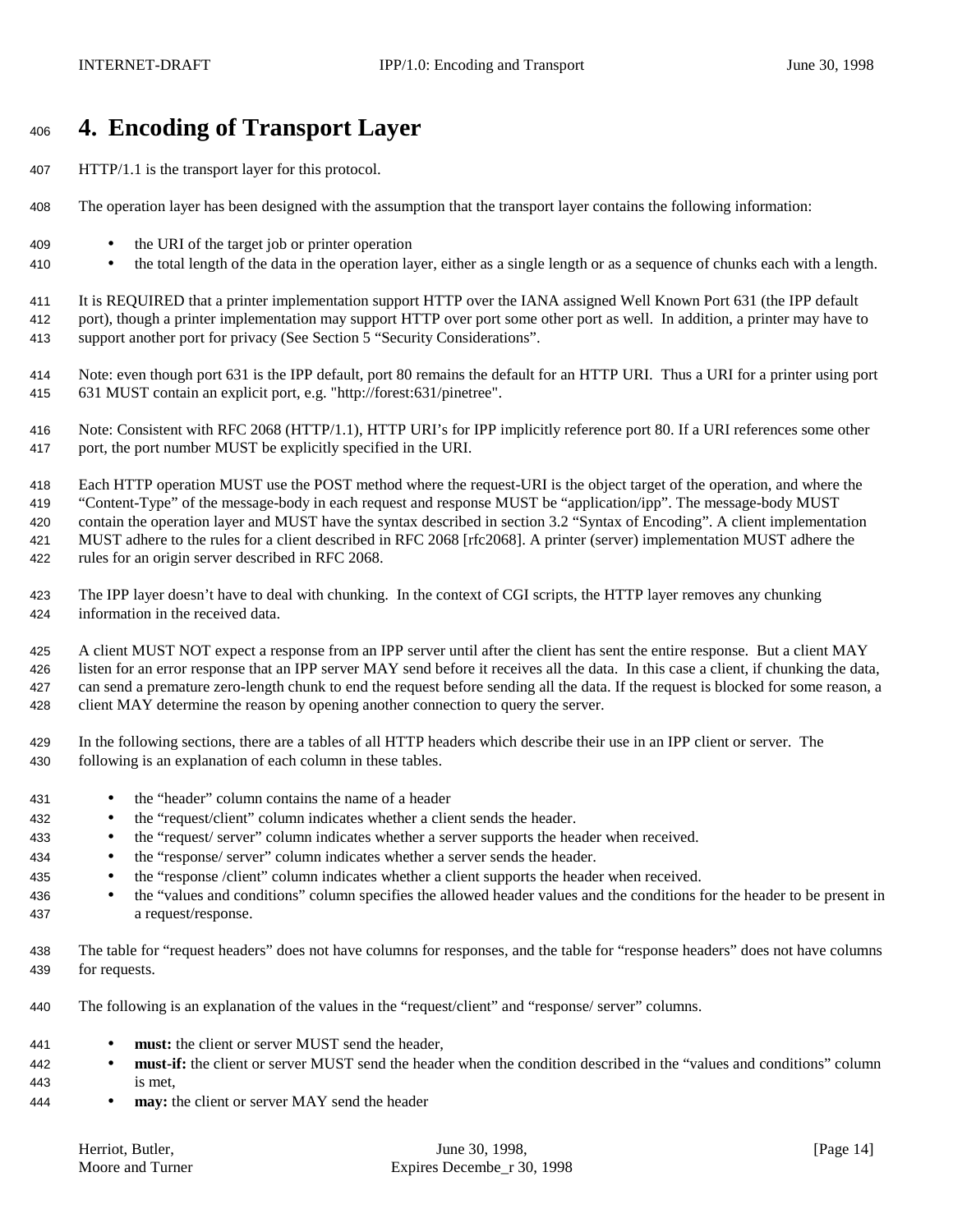# 4. Encoding of Transport Layer

HTTP/1.1 is the transport layer for this protocol.

The operation layer has been designed with the assumption that the transport layer contains the following information:

- the URI of the target job or printer operation
- the total length of the data in the operation layer, either as a single length or as a sequence of chunks each with a length.

It is REQUIRED that a printer implementation support HTTP over the IANA assigned Well Known Port 631 (the IPP default port), though a printer implementation may support HTTP over port some other port as well. In addition, a printer may have to support another port for privacy (See Section 5 "Security Considerations".

Note: even though port 631 is the IPP default, port 80 remains the default for an HTTP URI. Thus a URI for a printer using port 631 MUST contain an explicit port, e.g. "http://forest:631/pinetree".

Note: Consistent with RFC 2068 (HTTP/1.1), HTTP URI's for IPP implicitly reference port 80. If a URI references some other port, the port number MUST be explicitly specified in the URI.

Each HTTP operation MUST use the POST method where the request-URI is the object target of the operation, and where the "Content-Type" of the message-body in each request and response MUST be "application/ipp". The message-body MUST contain the operation layer and MUST have the syntax described in section 3.2 "Syntax of Encoding". A client implementation MUST adhere to the rules for a client described in RFC 2068 [rfc2068]. A printer (server) implementation MUST adhere the rules for an origin server described in RFC 2068.

The IPP layer doesn't have to deal with chunking. In the context of CGI scripts, the HTTP layer removes any chunking information in the received data.

A client MUST NOT expect a response from an IPP server until after the client has sent the entire response. But a client MAY listen for an error response that an IPP server MAY send before it receives all the data. In this case a client, if chunking the data, can send a premature zero-length chunk to end the request before sending all the data. If the request is blocked for some reason, a client MAY determine the reason by opening another connection to query the server.

In the following sections, there are a tables of all HTTP headers which describe their use in an IPP client or server. The following is an explanation of each column in these tables.

- the "header" column contains the name of a header
- the "request/client" column indicates whether a client sends the header.
- the "request/ server" column indicates whether a server supports the header when received.
- the "response/ server" column indicates whether a server sends the header.
- the "response /client" column indicates whether a client supports the header when received.
- the "values and conditions" column specifies the allowed header values and the conditions for the header to be present in a request/response.

The table for "request headers" does not have columns for responses, and the table for "response headers" does not have columns for requests.

The following is an explanation of the values in the "request/client" and "response/ server" columns.

- **must:** the client or server MUST send the header,
- **must-if:** the client or server MUST send the header when the condition described in the "values and conditions" column is met,
- **may:** the client or server MAY send the header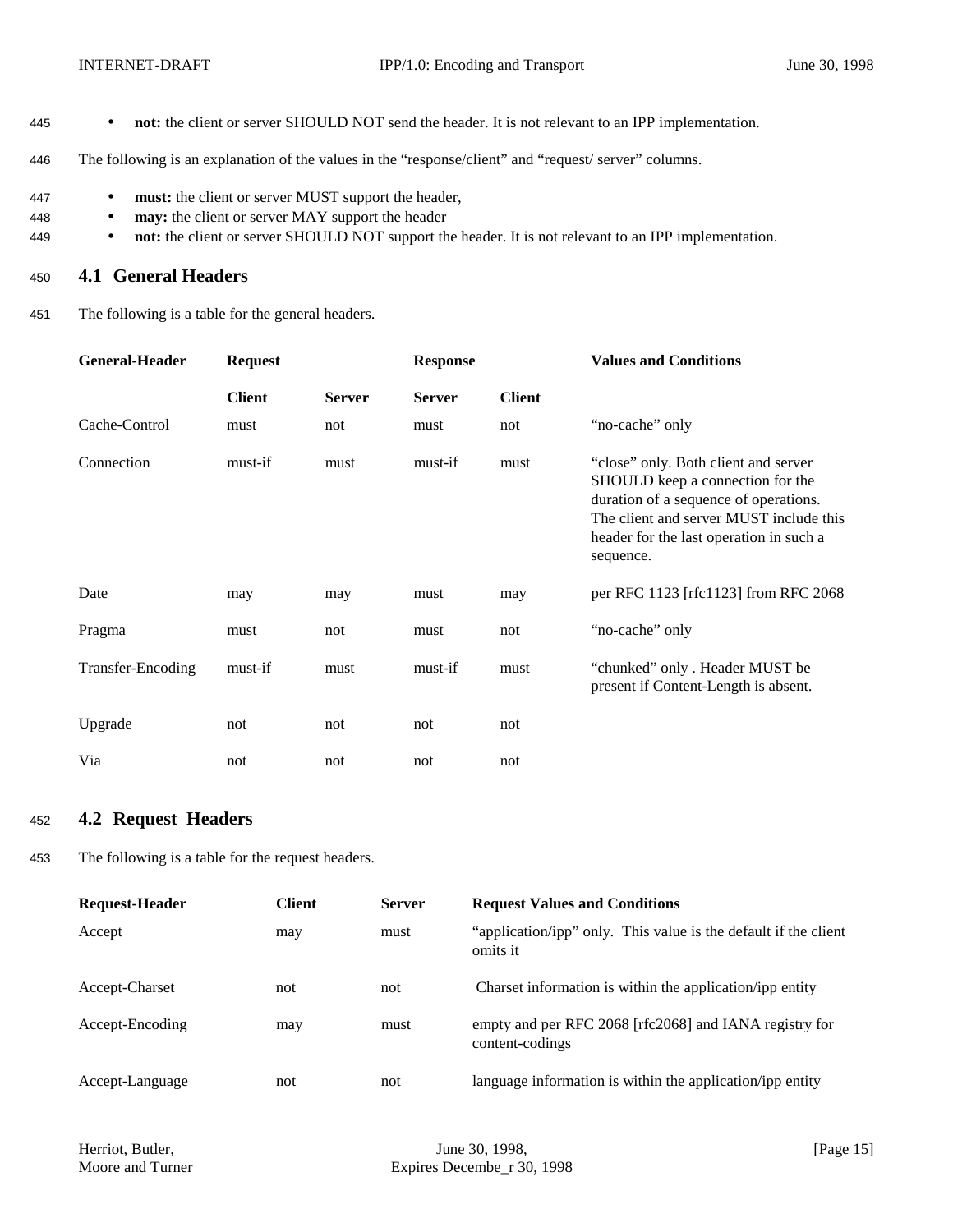- **not:** the client or server SHOULD NOT send the header. It is not relevant to an IPP implementation.

The following is an explanation of the values in the "response/client" and "request/ server" columns.

- **must:** the client or server MUST support the header,
- **may:** the client or server MAY support the header
- **not:** the client or server SHOULD NOT support the header. It is not relevant to an IPP implementation.

## 4.1 General Headers

The following is a table for the general headers.

| General-Header | Request | | Response | | Values and Conditions |
|---|---|---|---|---|---|
| | **Client** | **Server** | **Server** | **Client** | |
| Cache-Control | must | not | must | not | "no-cache" only |
| Connection | must-if | must | must-if | must | "close" only. Both client and server SHOULD keep a connection for the duration of a sequence of operations. The client and server MUST include this header for the last operation in such a sequence. |
| Date | may | may | must | may | per RFC 1123 [rfc1123] from RFC 2068 |
| Pragma | must | not | must | not | "no-cache" only |
| Transfer-Encoding | must-if | must | must-if | must | "chunked" only . Header MUST be present if Content-Length is absent. |
| Upgrade | not | not | not | not | |
| Via | not | not | not | not | |

## 4.2 Request Headers

The following is a table for the request headers.

| Request-Header | Client | Server | Request Values and Conditions |
|---|---|---|---|
| Accept | may | must | "application/ipp" only. This value is the default if the client omits it |
| Accept-Charset | not | not | Charset information is within the application/ipp entity |
| Accept-Encoding | may | must | empty and per RFC 2068 [rfc2068] and IANA registry for content-codings |
| Accept-Language | not | not | language information is within the application/ipp entity |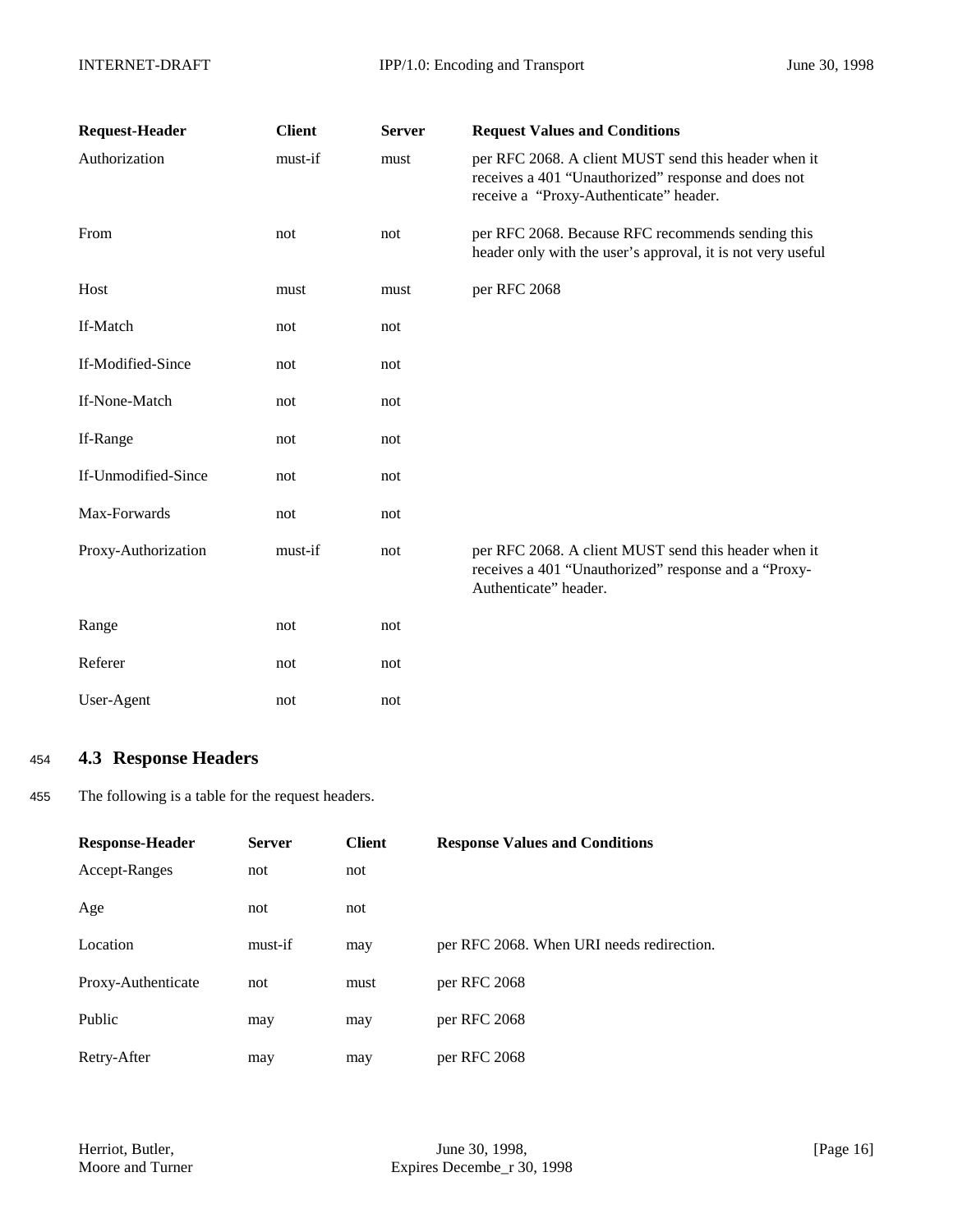| Request-Header | Client | Server | Request Values and Conditions |
|---|---|---|---|
| Authorization | must-if | must | per RFC 2068. A client MUST send this header when it receives a 401 "Unauthorized" response and does not receive a "Proxy-Authenticate" header. |
| From | not | not | per RFC 2068. Because RFC recommends sending this header only with the user's approval, it is not very useful |
| Host | must | must | per RFC 2068 |
| If-Match | not | not | |
| If-Modified-Since | not | not | |
| If-None-Match | not | not | |
| If-Range | not | not | |
| If-Unmodified-Since | not | not | |
| Max-Forwards | not | not | |
| Proxy-Authorization | must-if | not | per RFC 2068. A client MUST send this header when it receives a 401 "Unauthorized" response and a "Proxy-Authenticate" header. |
| Range | not | not | |
| Referer | not | not | |
| User-Agent | not | not | |

## 4.3 Response Headers

The following is a table for the request headers.

| Response-Header | Server | Client | Response Values and Conditions |
|---|---|---|---|
| Accept-Ranges | not | not | |
| Age | not | not | |
| Location | must-if | may | per RFC 2068. When URI needs redirection. |
| Proxy-Authenticate | not | must | per RFC 2068 |
| Public | may | may | per RFC 2068 |
| Retry-After | may | may | per RFC 2068 |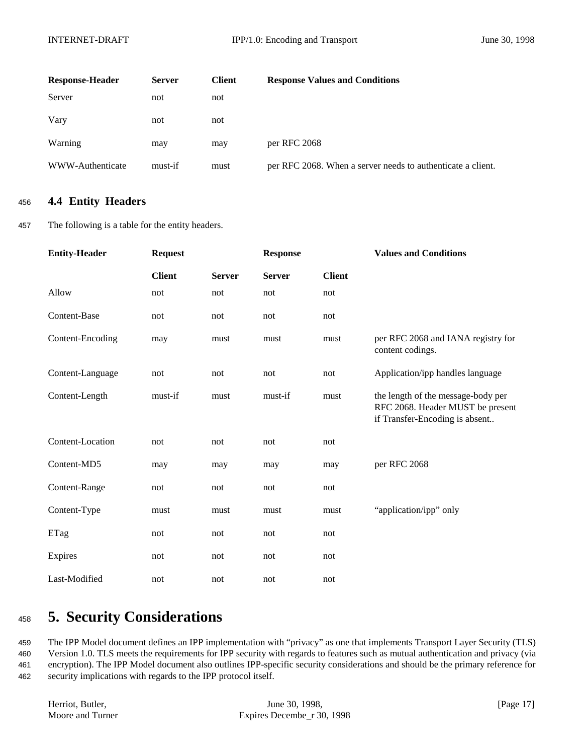| Response-Header | Server | Client | Response Values and Conditions |
|---|---|---|---|
| Server | not | not | |
| Vary | not | not | |
| Warning | may | may | per RFC 2068 |
| WWW-Authenticate | must-if | must | per RFC 2068. When a server needs to authenticate a client. |

## 4.4 Entity Headers

The following is a table for the entity headers.

| Entity-Header | Request | | Response | | Values and Conditions |
|---|---|---|---|---|---|
| | Client | Server | Server | Client | |
| Allow | not | not | not | not | |
| Content-Base | not | not | not | not | |
| Content-Encoding | may | must | must | must | per RFC 2068 and IANA registry for content codings. |
| Content-Language | not | not | not | not | Application/ipp handles language |
| Content-Length | must-if | must | must-if | must | the length of the message-body per RFC 2068. Header MUST be present if Transfer-Encoding is absent.. |
| Content-Location | not | not | not | not | |
| Content-MD5 | may | may | may | may | per RFC 2068 |
| Content-Range | not | not | not | not | |
| Content-Type | must | must | must | must | "application/ipp" only |
| ETag | not | not | not | not | |
| Expires | not | not | not | not | |
| Last-Modified | not | not | not | not | |

# 5. Security Considerations

The IPP Model document defines an IPP implementation with "privacy" as one that implements Transport Layer Security (TLS) Version 1.0. TLS meets the requirements for IPP security with regards to features such as mutual authentication and privacy (via encryption). The IPP Model document also outlines IPP-specific security considerations and should be the primary reference for security implications with regards to the IPP protocol itself.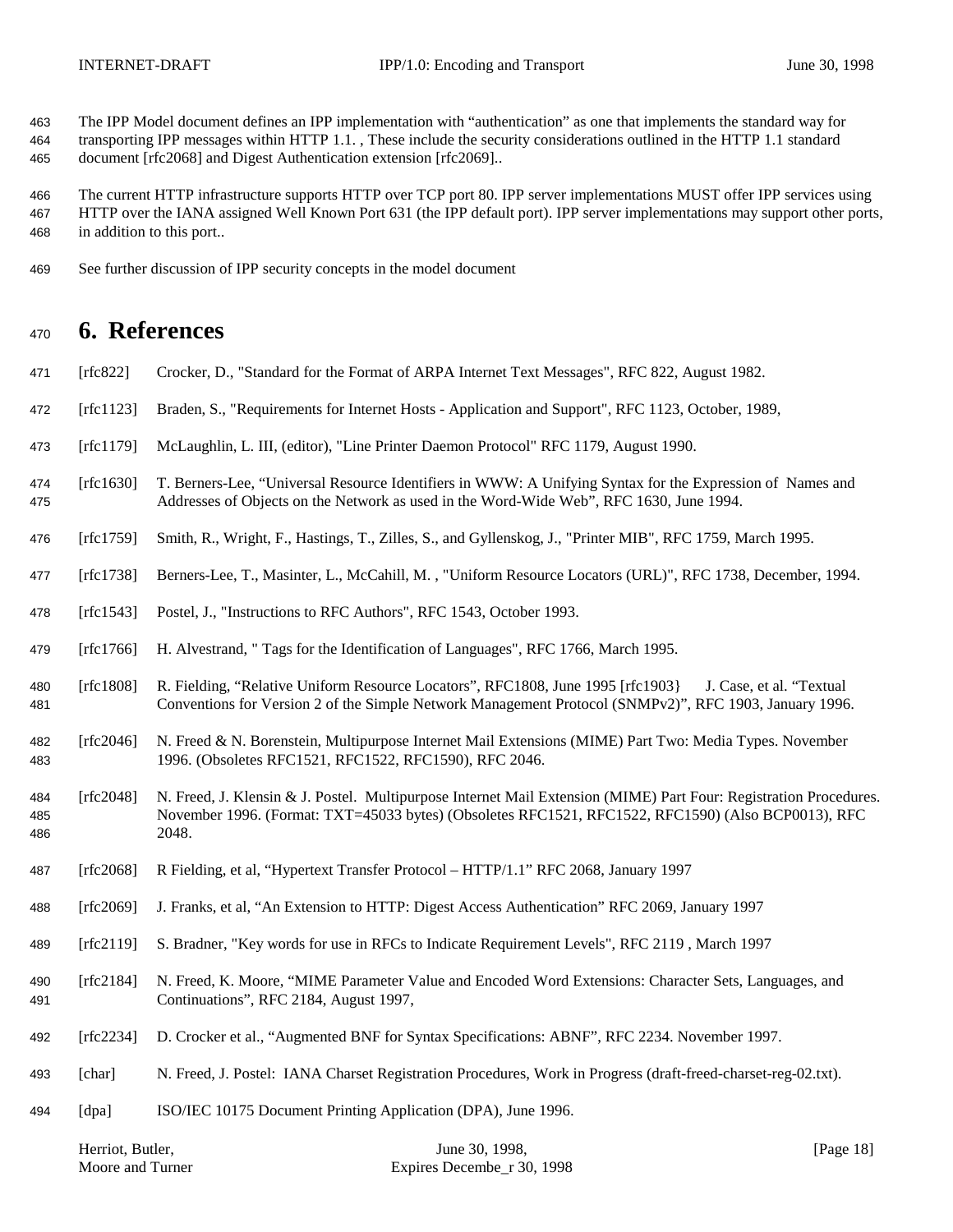The IPP Model document defines an IPP implementation with "authentication" as one that implements the standard way for transporting IPP messages within HTTP 1.1. , These include the security considerations outlined in the HTTP 1.1 standard document [rfc2068] and Digest Authentication extension [rfc2069]..

The current HTTP infrastructure supports HTTP over TCP port 80. IPP server implementations MUST offer IPP services using HTTP over the IANA assigned Well Known Port 631 (the IPP default port). IPP server implementations may support other ports, in addition to this port..

See further discussion of IPP security concepts in the model document

# 6. References

[rfc822] Crocker, D., "Standard for the Format of ARPA Internet Text Messages", RFC 822, August 1982.

[rfc1123] Braden, S., "Requirements for Internet Hosts - Application and Support", RFC 1123, October, 1989,

[rfc1179] McLaughlin, L. III, (editor), "Line Printer Daemon Protocol" RFC 1179, August 1990.

[rfc1630] T. Berners-Lee, "Universal Resource Identifiers in WWW: A Unifying Syntax for the Expression of Names and Addresses of Objects on the Network as used in the Word-Wide Web", RFC 1630, June 1994.

[rfc1759] Smith, R., Wright, F., Hastings, T., Zilles, S., and Gyllenskog, J., "Printer MIB", RFC 1759, March 1995.

[rfc1738] Berners-Lee, T., Masinter, L., McCahill, M. , "Uniform Resource Locators (URL)", RFC 1738, December, 1994.

[rfc1543] Postel, J., "Instructions to RFC Authors", RFC 1543, October 1993.

[rfc1766] H. Alvestrand, " Tags for the Identification of Languages", RFC 1766, March 1995.

[rfc1808] R. Fielding, "Relative Uniform Resource Locators", RFC1808, June 1995 [rfc1903} J. Case, et al. "Textual Conventions for Version 2 of the Simple Network Management Protocol (SNMPv2)", RFC 1903, January 1996.

[rfc2046] N. Freed & N. Borenstein, Multipurpose Internet Mail Extensions (MIME) Part Two: Media Types. November 1996. (Obsoletes RFC1521, RFC1522, RFC1590), RFC 2046.

[rfc2048] N. Freed, J. Klensin & J. Postel. Multipurpose Internet Mail Extension (MIME) Part Four: Registration Procedures. November 1996. (Format: TXT=45033 bytes) (Obsoletes RFC1521, RFC1522, RFC1590) (Also BCP0013), RFC 2048.

[rfc2068] R Fielding, et al, "Hypertext Transfer Protocol – HTTP/1.1" RFC 2068, January 1997

[rfc2069] J. Franks, et al, "An Extension to HTTP: Digest Access Authentication" RFC 2069, January 1997

[rfc2119] S. Bradner, "Key words for use in RFCs to Indicate Requirement Levels", RFC 2119 , March 1997

[rfc2184] N. Freed, K. Moore, "MIME Parameter Value and Encoded Word Extensions: Character Sets, Languages, and Continuations", RFC 2184, August 1997,

[rfc2234] D. Crocker et al., "Augmented BNF for Syntax Specifications: ABNF", RFC 2234. November 1997.

[char] N. Freed, J. Postel: IANA Charset Registration Procedures, Work in Progress (draft-freed-charset-reg-02.txt).

[dpa] ISO/IEC 10175 Document Printing Application (DPA), June 1996.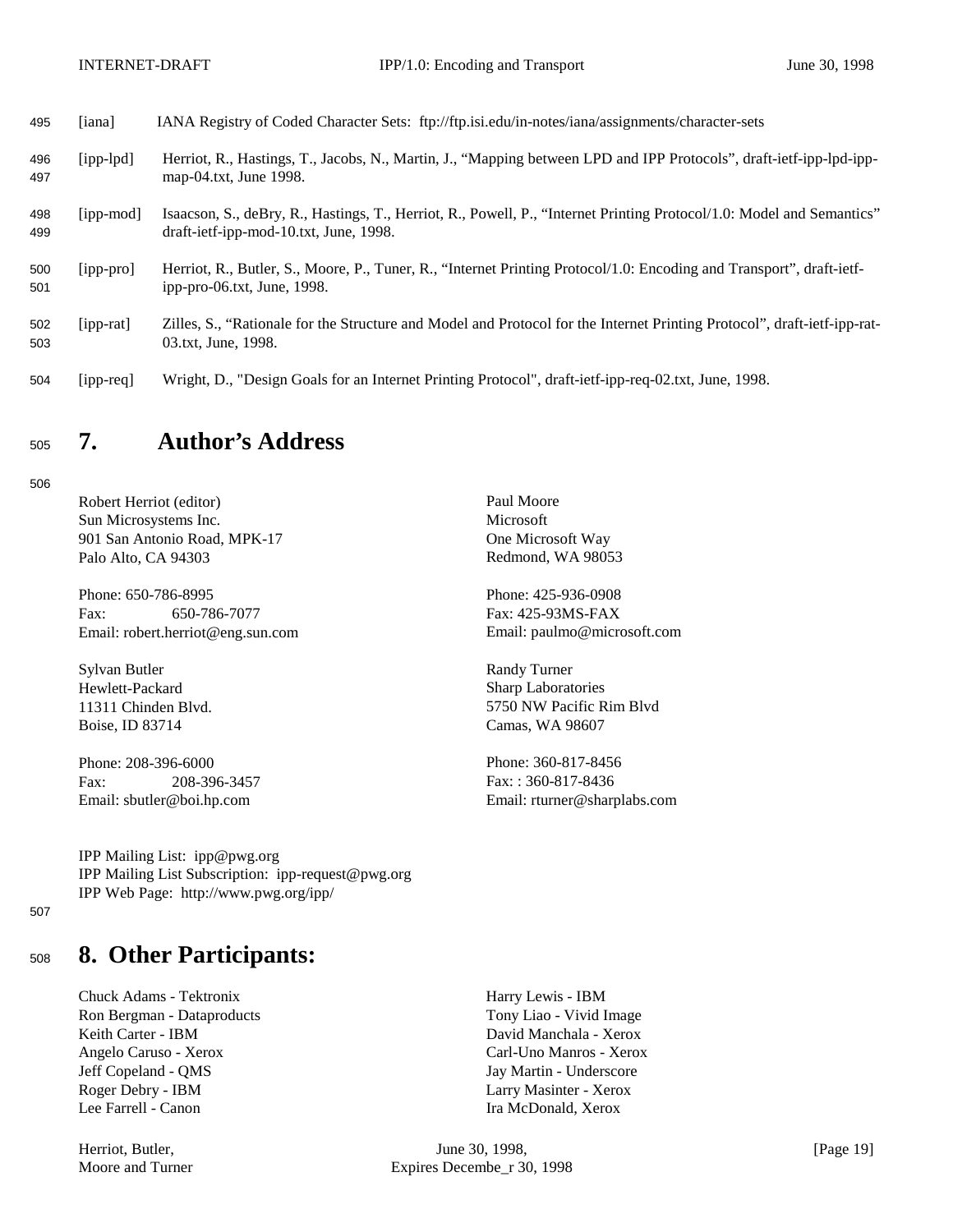[iana] IANA Registry of Coded Character Sets: ftp://ftp.isi.edu/in-notes/iana/assignments/character-sets

[ipp-lpd] Herriot, R., Hastings, T., Jacobs, N., Martin, J., "Mapping between LPD and IPP Protocols", draft-ietf-ipp-lpd-ipp-map-04.txt, June 1998.

[ipp-mod] Isaacson, S., deBry, R., Hastings, T., Herriot, R., Powell, P., "Internet Printing Protocol/1.0: Model and Semantics" draft-ietf-ipp-mod-10.txt, June, 1998.

[ipp-pro] Herriot, R., Butler, S., Moore, P., Tuner, R., "Internet Printing Protocol/1.0: Encoding and Transport", draft-ietf-ipp-pro-06.txt, June, 1998.

[ipp-rat] Zilles, S., "Rationale for the Structure and Model and Protocol for the Internet Printing Protocol", draft-ietf-ipp-rat-03.txt, June, 1998.

[ipp-req] Wright, D., "Design Goals for an Internet Printing Protocol", draft-ietf-ipp-req-02.txt, June, 1998.

# 7. Author's Address

Robert Herriot (editor)
Sun Microsystems Inc.
901 San Antonio Road, MPK-17
Palo Alto, CA 94303

Phone: 650-786-8995
Fax: 650-786-7077
Email: robert.herriot@eng.sun.com

Paul Moore
Microsoft
One Microsoft Way
Redmond, WA 98053

Phone: 425-936-0908
Fax: 425-93MS-FAX
Email: paulmo@microsoft.com

Sylvan Butler
Hewlett-Packard
11311 Chinden Blvd.
Boise, ID 83714

Phone: 208-396-6000
Fax: 208-396-3457
Email: sbutler@boi.hp.com

Randy Turner
Sharp Laboratories
5750 NW Pacific Rim Blvd
Camas, WA 98607

Phone: 360-817-8456
Fax: : 360-817-8436
Email: rturner@sharplabs.com

IPP Mailing List: ipp@pwg.org
IPP Mailing List Subscription: ipp-request@pwg.org
IPP Web Page: http://www.pwg.org/ipp/

# 8. Other Participants:

Chuck Adams - Tektronix
Ron Bergman - Dataproducts
Keith Carter - IBM
Angelo Caruso - Xerox
Jeff Copeland - QMS
Roger Debry - IBM
Lee Farrell - Canon
Harry Lewis - IBM
Tony Liao - Vivid Image
David Manchala - Xerox
Carl-Uno Manros - Xerox
Jay Martin - Underscore
Larry Masinter - Xerox
Ira McDonald, Xerox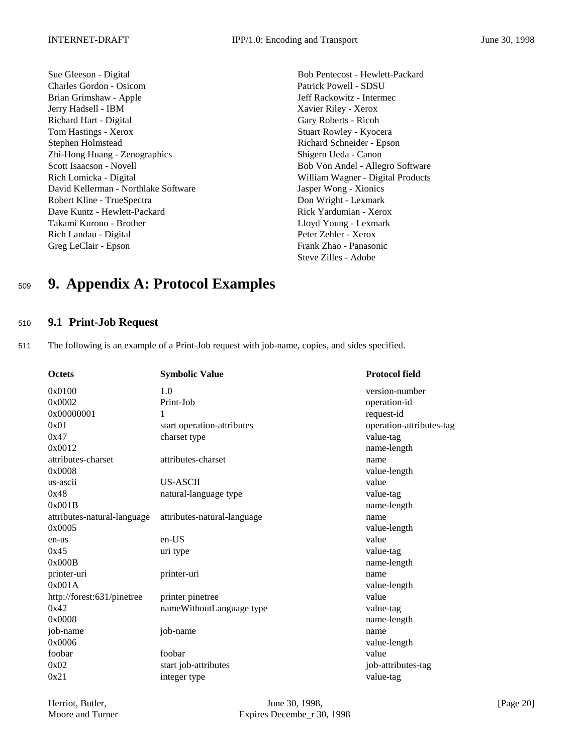Sue Gleeson - Digital
Charles Gordon - Osicom
Brian Grimshaw - Apple
Jerry Hadsell - IBM
Richard Hart - Digital
Tom Hastings - Xerox
Stephen Holmstead
Zhi-Hong Huang - Zenographics
Scott Isaacson - Novell
Rich Lomicka - Digital
David Kellerman - Northlake Software
Robert Kline - TrueSpectra
Dave Kuntz - Hewlett-Packard
Takami Kurono - Brother
Rich Landau - Digital
Greg LeClair - Epson
Bob Pentecost - Hewlett-Packard
Patrick Powell - SDSU
Jeff Rackowitz - Intermec
Xavier Riley - Xerox
Gary Roberts - Ricoh
Stuart Rowley - Kyocera
Richard Schneider - Epson
Shigern Ueda - Canon
Bob Von Andel - Allegro Software
William Wagner - Digital Products
Jasper Wong - Xionics
Don Wright - Lexmark
Rick Yardumian - Xerox
Lloyd Young - Lexmark
Peter Zehler - Xerox
Frank Zhao - Panasonic
Steve Zilles - Adobe

# 9. Appendix A: Protocol Examples

## 9.1 Print-Job Request

The following is an example of a Print-Job request with job-name, copies, and sides specified.

| Octets | Symbolic Value | Protocol field |
|---|---|---|
| 0x0100 | 1.0 | version-number |
| 0x0002 | Print-Job | operation-id |
| 0x00000001 | 1 | request-id |
| 0x01 | start operation-attributes | operation-attributes-tag |
| 0x47 | charset type | value-tag |
| 0x0012 | | name-length |
| attributes-charset | attributes-charset | name |
| 0x0008 | | value-length |
| us-ascii | US-ASCII | value |
| 0x48 | natural-language type | value-tag |
| 0x001B | | name-length |
| attributes-natural-language | attributes-natural-language | name |
| 0x0005 | | value-length |
| en-us | en-US | value |
| 0x45 | uri type | value-tag |
| 0x000B | | name-length |
| printer-uri | printer-uri | name |
| 0x001A | | value-length |
| http://forest:631/pinetree | printer pinetree | value |
| 0x42 | nameWithoutLanguage type | value-tag |
| 0x0008 | | name-length |
| job-name | job-name | name |
| 0x0006 | | value-length |
| foobar | foobar | value |
| 0x02 | start job-attributes | job-attributes-tag |
| 0x21 | integer type | value-tag |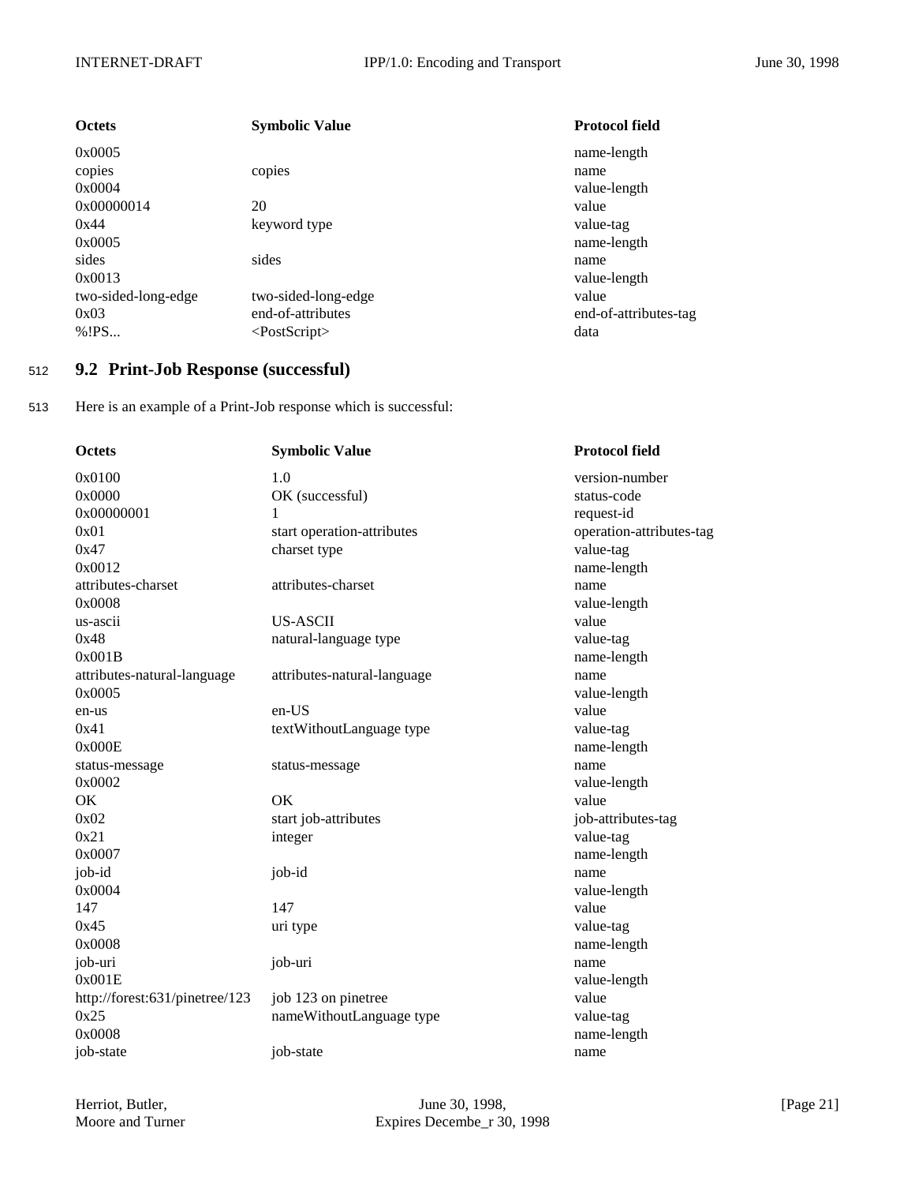| Octets | Symbolic Value | Protocol field |
|---|---|---|
| 0x0005 | | name-length |
| copies | copies | name |
| 0x0004 | | value-length |
| 0x00000014 | 20 | value |
| 0x44 | keyword type | value-tag |
| 0x0005 | | name-length |
| sides | sides | name |
| 0x0013 | | value-length |
| two-sided-long-edge | two-sided-long-edge | value |
| 0x03 | end-of-attributes | end-of-attributes-tag |
| %!PS... | <PostScript> | data |

## 9.2 Print-Job Response (successful)

Here is an example of a Print-Job response which is successful:

| Octets | Symbolic Value | Protocol field |
|---|---|---|
| 0x0100 | 1.0 | version-number |
| 0x0000 | OK (successful) | status-code |
| 0x00000001 | 1 | request-id |
| 0x01 | start operation-attributes | operation-attributes-tag |
| 0x47 | charset type | value-tag |
| 0x0012 | | name-length |
| attributes-charset | attributes-charset | name |
| 0x0008 | | value-length |
| us-ascii | US-ASCII | value |
| 0x48 | natural-language type | value-tag |
| 0x001B | | name-length |
| attributes-natural-language | attributes-natural-language | name |
| 0x0005 | | value-length |
| en-us | en-US | value |
| 0x41 | textWithoutLanguage type | value-tag |
| 0x000E | | name-length |
| status-message | status-message | name |
| 0x0002 | | value-length |
| OK | OK | value |
| 0x02 | start job-attributes | job-attributes-tag |
| 0x21 | integer | value-tag |
| 0x0007 | | name-length |
| job-id | job-id | name |
| 0x0004 | | value-length |
| 147 | 147 | value |
| 0x45 | uri type | value-tag |
| 0x0008 | | name-length |
| job-uri | job-uri | name |
| 0x001E | | value-length |
| http://forest:631/pinetree/123 | job 123 on pinetree | value |
| 0x25 | nameWithoutLanguage type | value-tag |
| 0x0008 | | name-length |
| job-state | job-state | name |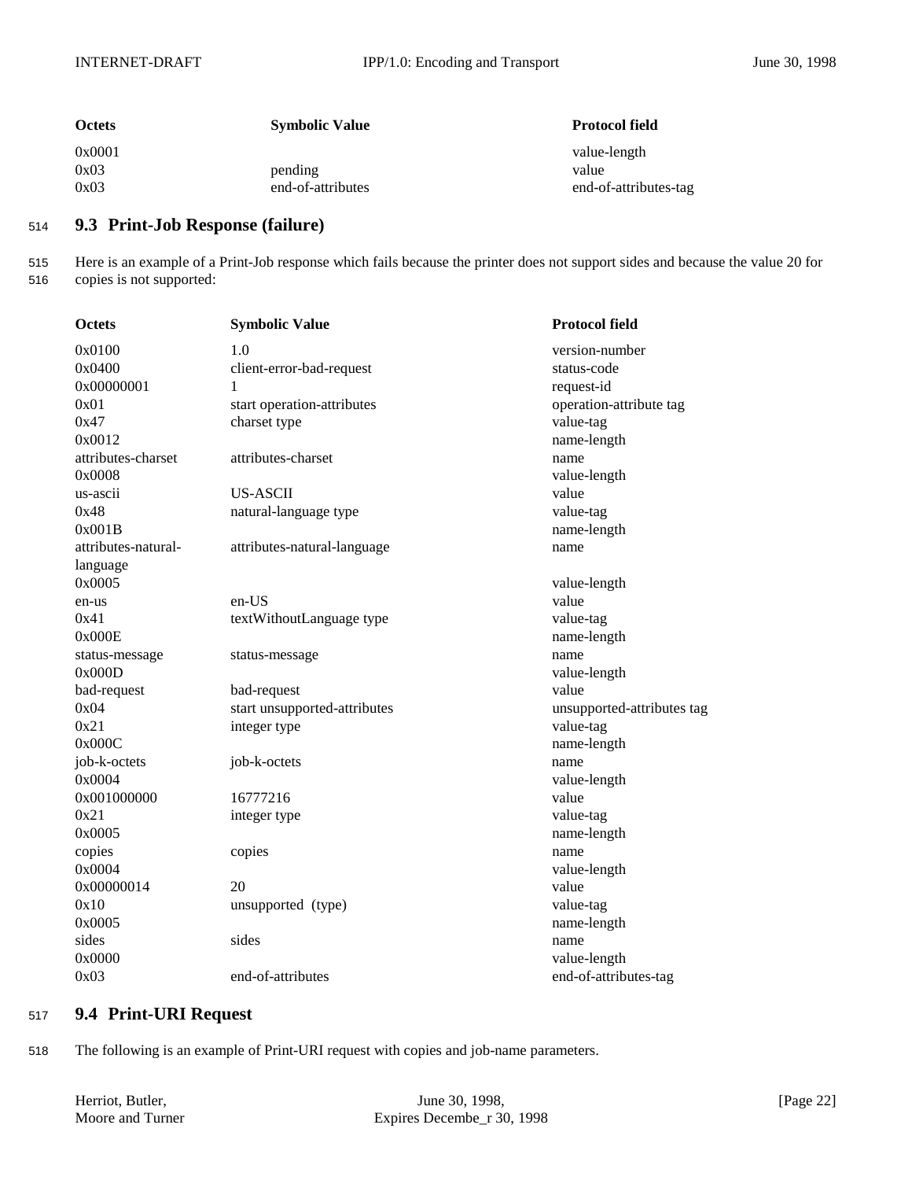| Octets | Symbolic Value | Protocol field |
|---|---|---|
| 0x0001 | | value-length |
| 0x03 | pending | value |
| 0x03 | end-of-attributes | end-of-attributes-tag |

514 **9.3 Print-Job Response (failure)**

515 Here is an example of a Print-Job response which fails because the printer does not support sides and because the value 20 for
516 copies is not supported:

| Octets | Symbolic Value | Protocol field |
|---|---|---|
| 0x0100 | 1.0 | version-number |
| 0x0400 | client-error-bad-request | status-code |
| 0x00000001 | 1 | request-id |
| 0x01 | start operation-attributes | operation-attribute tag |
| 0x47 | charset type | value-tag |
| 0x0012 | | name-length |
| attributes-charset | attributes-charset | name |
| 0x0008 | | value-length |
| us-ascii | US-ASCII | value |
| 0x48 | natural-language type | value-tag |
| 0x001B | | name-length |
| attributes-natural-language | attributes-natural-language | name |
| 0x0005 | | value-length |
| en-us | en-US | value |
| 0x41 | textWithoutLanguage type | value-tag |
| 0x000E | | name-length |
| status-message | status-message | name |
| 0x000D | | value-length |
| bad-request | bad-request | value |
| 0x04 | start unsupported-attributes | unsupported-attributes tag |
| 0x21 | integer type | value-tag |
| 0x000C | | name-length |
| job-k-octets | job-k-octets | name |
| 0x0004 | | value-length |
| 0x001000000 | 16777216 | value |
| 0x21 | integer type | value-tag |
| 0x0005 | | name-length |
| copies | copies | name |
| 0x0004 | | value-length |
| 0x00000014 | 20 | value |
| 0x10 | unsupported (type) | value-tag |
| 0x0005 | | name-length |
| sides | sides | name |
| 0x0000 | | value-length |
| 0x03 | end-of-attributes | end-of-attributes-tag |

517 **9.4 Print-URI Request**

518 The following is an example of Print-URI request with copies and job-name parameters.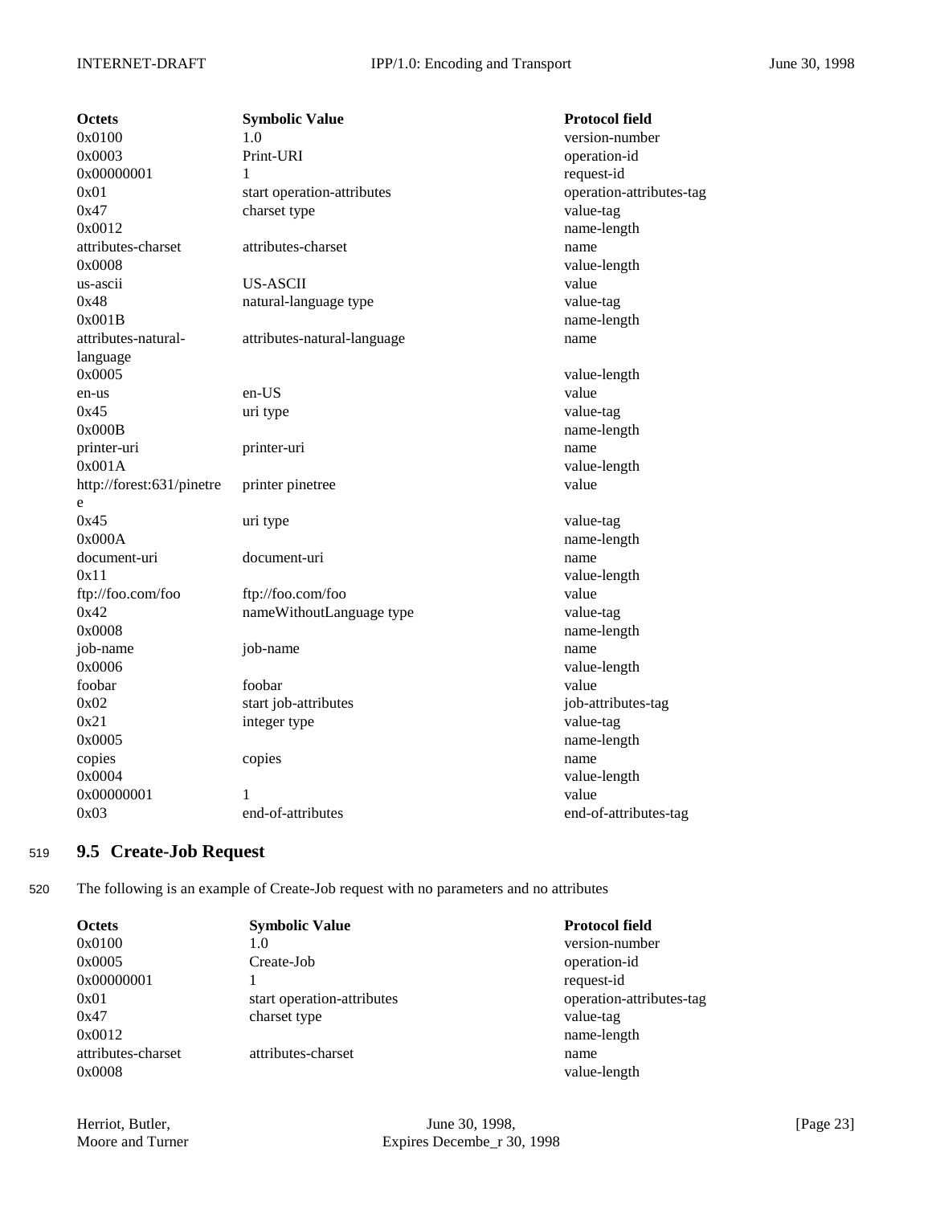| Octets | Symbolic Value | Protocol field |
| --- | --- | --- |
| 0x0100 | 1.0 | version-number |
| 0x0003 | Print-URI | operation-id |
| 0x00000001 | 1 | request-id |
| 0x01 | start operation-attributes | operation-attributes-tag |
| 0x47 | charset type | value-tag |
| 0x0012 | | name-length |
| attributes-charset | attributes-charset | name |
| 0x0008 | | value-length |
| us-ascii | US-ASCII | value |
| 0x48 | natural-language type | value-tag |
| 0x001B | | name-length |
| attributes-natural-language | attributes-natural-language | name |
| 0x0005 | | value-length |
| en-us | en-US | value |
| 0x45 | uri type | value-tag |
| 0x000B | | name-length |
| printer-uri | printer-uri | name |
| 0x001A | | value-length |
| http://forest:631/pinetree | printer pinetree | value |
| 0x45 | uri type | value-tag |
| 0x000A | | name-length |
| document-uri | document-uri | name |
| 0x11 | | value-length |
| ftp://foo.com/foo | ftp://foo.com/foo | value |
| 0x42 | nameWithoutLanguage type | value-tag |
| 0x0008 | | name-length |
| job-name | job-name | name |
| 0x0006 | | value-length |
| foobar | foobar | value |
| 0x02 | start job-attributes | job-attributes-tag |
| 0x21 | integer type | value-tag |
| 0x0005 | | name-length |
| copies | copies | name |
| 0x0004 | | value-length |
| 0x00000001 | 1 | value |
| 0x03 | end-of-attributes | end-of-attributes-tag |

## 9.5 Create-Job Request

The following is an example of Create-Job request with no parameters and no attributes

| Octets | Symbolic Value | Protocol field |
| --- | --- | --- |
| 0x0100 | 1.0 | version-number |
| 0x0005 | Create-Job | operation-id |
| 0x00000001 | 1 | request-id |
| 0x01 | start operation-attributes | operation-attributes-tag |
| 0x47 | charset type | value-tag |
| 0x0012 | | name-length |
| attributes-charset | attributes-charset | name |
| 0x0008 | | value-length |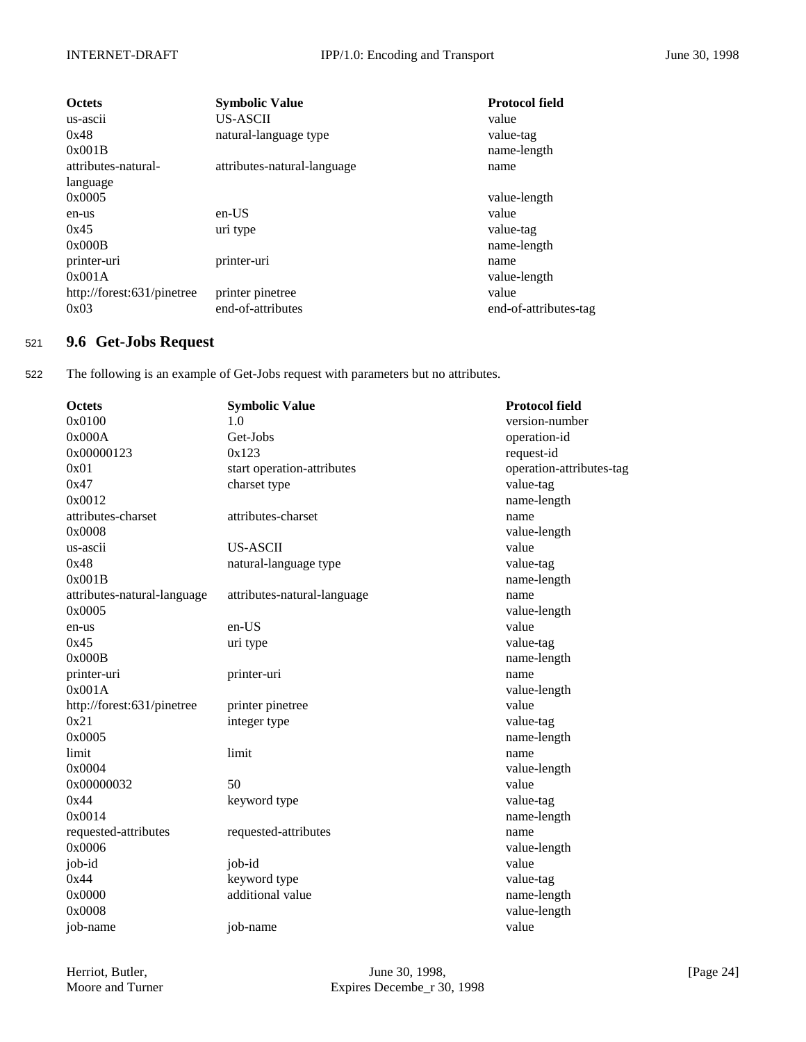| Octets | Symbolic Value | Protocol field |
|---|---|---|
| us-ascii | US-ASCII | value |
| 0x48 | natural-language type | value-tag |
| 0x001B | | name-length |
| attributes-natural-language | attributes-natural-language | name |
| 0x0005 | | value-length |
| en-us | en-US | value |
| 0x45 | uri type | value-tag |
| 0x000B | | name-length |
| printer-uri | printer-uri | name |
| 0x001A | | value-length |
| http://forest:631/pinetree | printer pinetree | value |
| 0x03 | end-of-attributes | end-of-attributes-tag |

## 9.6 Get-Jobs Request

The following is an example of Get-Jobs request with parameters but no attributes.

| Octets | Symbolic Value | Protocol field |
|---|---|---|
| 0x0100 | 1.0 | version-number |
| 0x000A | Get-Jobs | operation-id |
| 0x00000123 | 0x123 | request-id |
| 0x01 | start operation-attributes | operation-attributes-tag |
| 0x47 | charset type | value-tag |
| 0x0012 | | name-length |
| attributes-charset | attributes-charset | name |
| 0x0008 | | value-length |
| us-ascii | US-ASCII | value |
| 0x48 | natural-language type | value-tag |
| 0x001B | | name-length |
| attributes-natural-language | attributes-natural-language | name |
| 0x0005 | | value-length |
| en-us | en-US | value |
| 0x45 | uri type | value-tag |
| 0x000B | | name-length |
| printer-uri | printer-uri | name |
| 0x001A | | value-length |
| http://forest:631/pinetree | printer pinetree | value |
| 0x21 | integer type | value-tag |
| 0x0005 | | name-length |
| limit | limit | name |
| 0x0004 | | value-length |
| 0x00000032 | 50 | value |
| 0x44 | keyword type | value-tag |
| 0x0014 | | name-length |
| requested-attributes | requested-attributes | name |
| 0x0006 | | value-length |
| job-id | job-id | value |
| 0x44 | keyword type | value-tag |
| 0x0000 | additional value | name-length |
| 0x0008 | | value-length |
| job-name | job-name | value |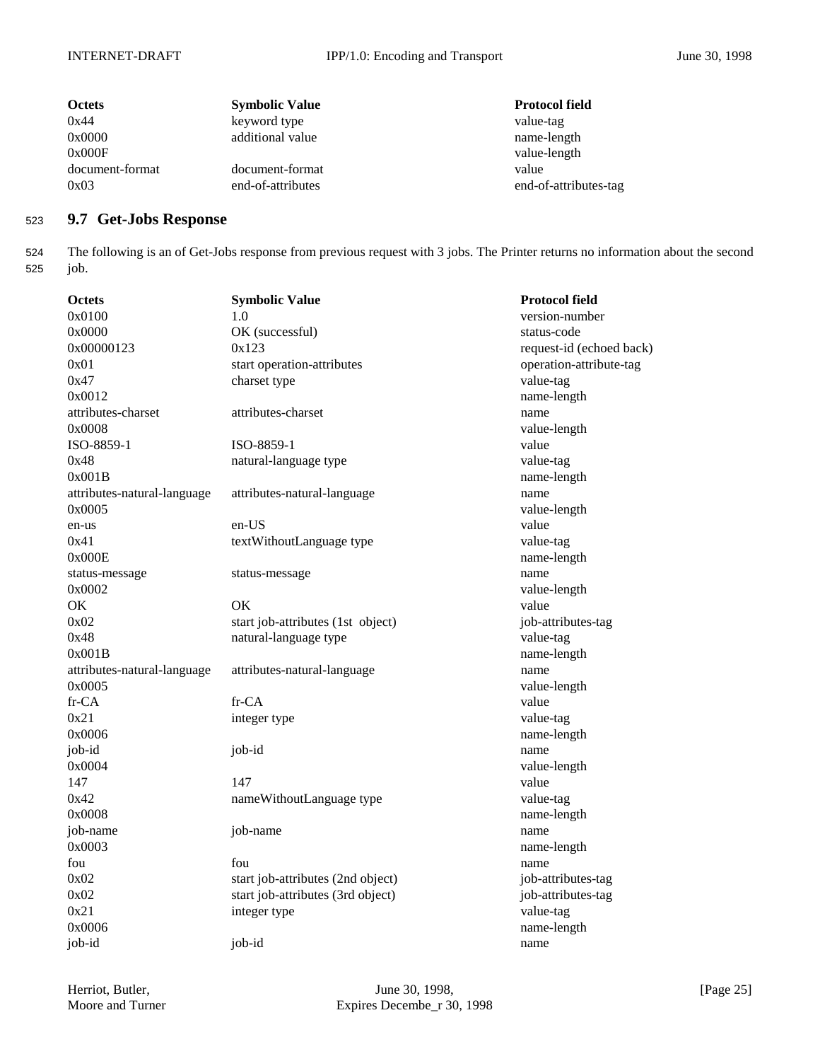| Octets | Symbolic Value | Protocol field |
|---|---|---|
| 0x44 | keyword type | value-tag |
| 0x0000 | additional value | name-length |
| 0x000F | | value-length |
| document-format | document-format | value |
| 0x03 | end-of-attributes | end-of-attributes-tag |

## 9.7 Get-Jobs Response

The following is an of Get-Jobs response from previous request with 3 jobs. The Printer returns no information about the second job.

| Octets | Symbolic Value | Protocol field |
|---|---|---|
| 0x0100 | 1.0 | version-number |
| 0x0000 | OK (successful) | status-code |
| 0x00000123 | 0x123 | request-id (echoed back) |
| 0x01 | start operation-attributes | operation-attribute-tag |
| 0x47 | charset type | value-tag |
| 0x0012 | | name-length |
| attributes-charset | attributes-charset | name |
| 0x0008 | | value-length |
| ISO-8859-1 | ISO-8859-1 | value |
| 0x48 | natural-language type | value-tag |
| 0x001B | | name-length |
| attributes-natural-language | attributes-natural-language | name |
| 0x0005 | | value-length |
| en-us | en-US | value |
| 0x41 | textWithoutLanguage type | value-tag |
| 0x000E | | name-length |
| status-message | status-message | name |
| 0x0002 | | value-length |
| OK | OK | value |
| 0x02 | start job-attributes (1st object) | job-attributes-tag |
| 0x48 | natural-language type | value-tag |
| 0x001B | | name-length |
| attributes-natural-language | attributes-natural-language | name |
| 0x0005 | | value-length |
| fr-CA | fr-CA | value |
| 0x21 | integer type | value-tag |
| 0x0006 | | name-length |
| job-id | job-id | name |
| 0x0004 | | value-length |
| 147 | 147 | value |
| 0x42 | nameWithoutLanguage type | value-tag |
| 0x0008 | | name-length |
| job-name | job-name | name |
| 0x0003 | | name-length |
| fou | fou | name |
| 0x02 | start job-attributes (2nd object) | job-attributes-tag |
| 0x02 | start job-attributes (3rd object) | job-attributes-tag |
| 0x21 | integer type | value-tag |
| 0x0006 | | name-length |
| job-id | job-id | name |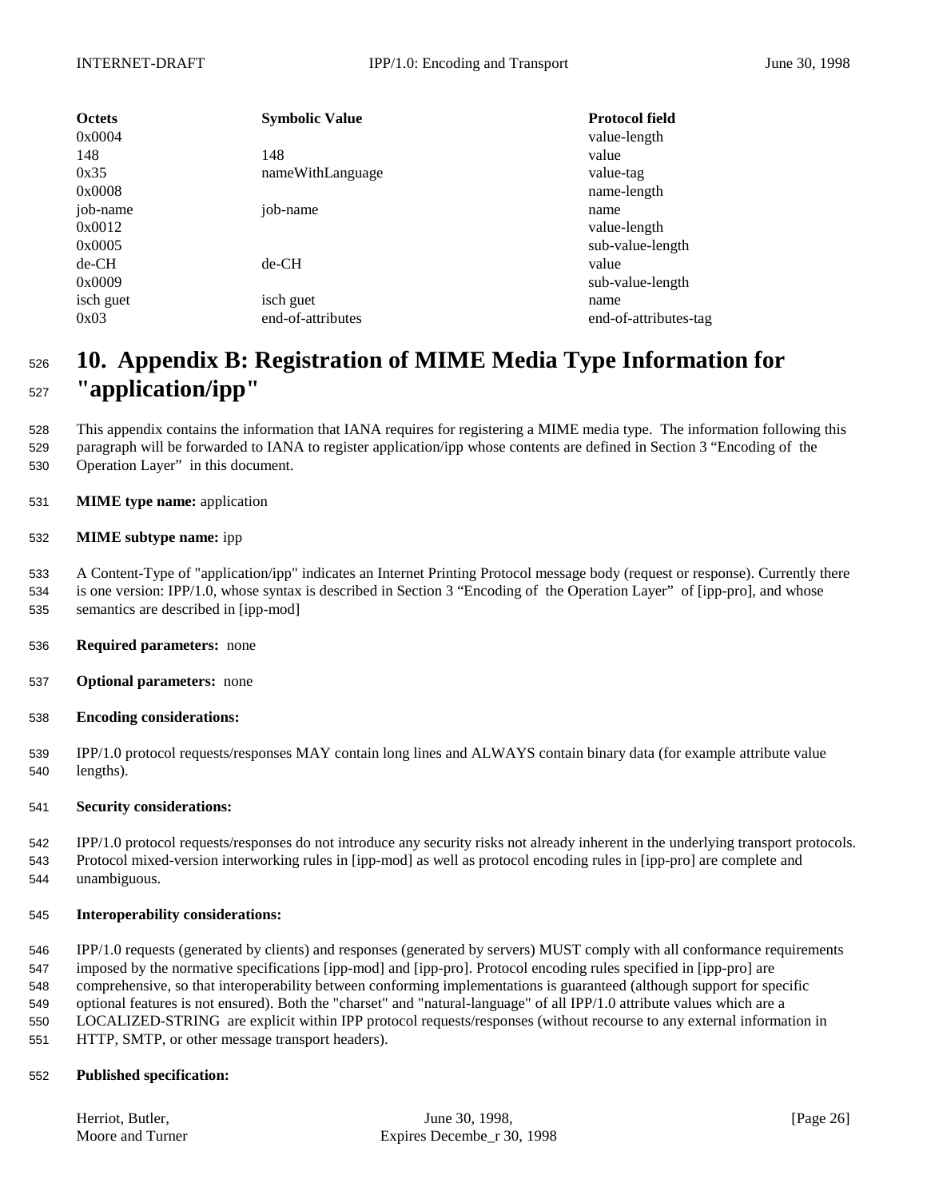| Octets | Symbolic Value | Protocol field |
|---|---|---|
| 0x0004 | | value-length |
| 148 | 148 | value |
| 0x35 | nameWithLanguage | value-tag |
| 0x0008 | | name-length |
| job-name | job-name | name |
| 0x0012 | | value-length |
| 0x0005 | | sub-value-length |
| de-CH | de-CH | value |
| 0x0009 | | sub-value-length |
| isch guet | isch guet | name |
| 0x03 | end-of-attributes | end-of-attributes-tag |

# 10. Appendix B: Registration of MIME Media Type Information for "application/ipp"

This appendix contains the information that IANA requires for registering a MIME media type. The information following this paragraph will be forwarded to IANA to register application/ipp whose contents are defined in Section 3 "Encoding of the Operation Layer" in this document.

**MIME type name:** application

**MIME subtype name:** ipp

A Content-Type of "application/ipp" indicates an Internet Printing Protocol message body (request or response). Currently there is one version: IPP/1.0, whose syntax is described in Section 3 "Encoding of the Operation Layer" of [ipp-pro], and whose semantics are described in [ipp-mod]

**Required parameters:** none

**Optional parameters:** none

**Encoding considerations:**

IPP/1.0 protocol requests/responses MAY contain long lines and ALWAYS contain binary data (for example attribute value lengths).

**Security considerations:**

IPP/1.0 protocol requests/responses do not introduce any security risks not already inherent in the underlying transport protocols. Protocol mixed-version interworking rules in [ipp-mod] as well as protocol encoding rules in [ipp-pro] are complete and unambiguous.

**Interoperability considerations:**

IPP/1.0 requests (generated by clients) and responses (generated by servers) MUST comply with all conformance requirements imposed by the normative specifications [ipp-mod] and [ipp-pro]. Protocol encoding rules specified in [ipp-pro] are comprehensive, so that interoperability between conforming implementations is guaranteed (although support for specific optional features is not ensured). Both the "charset" and "natural-language" of all IPP/1.0 attribute values which are a LOCALIZED-STRING are explicit within IPP protocol requests/responses (without recourse to any external information in HTTP, SMTP, or other message transport headers).

**Published specification:**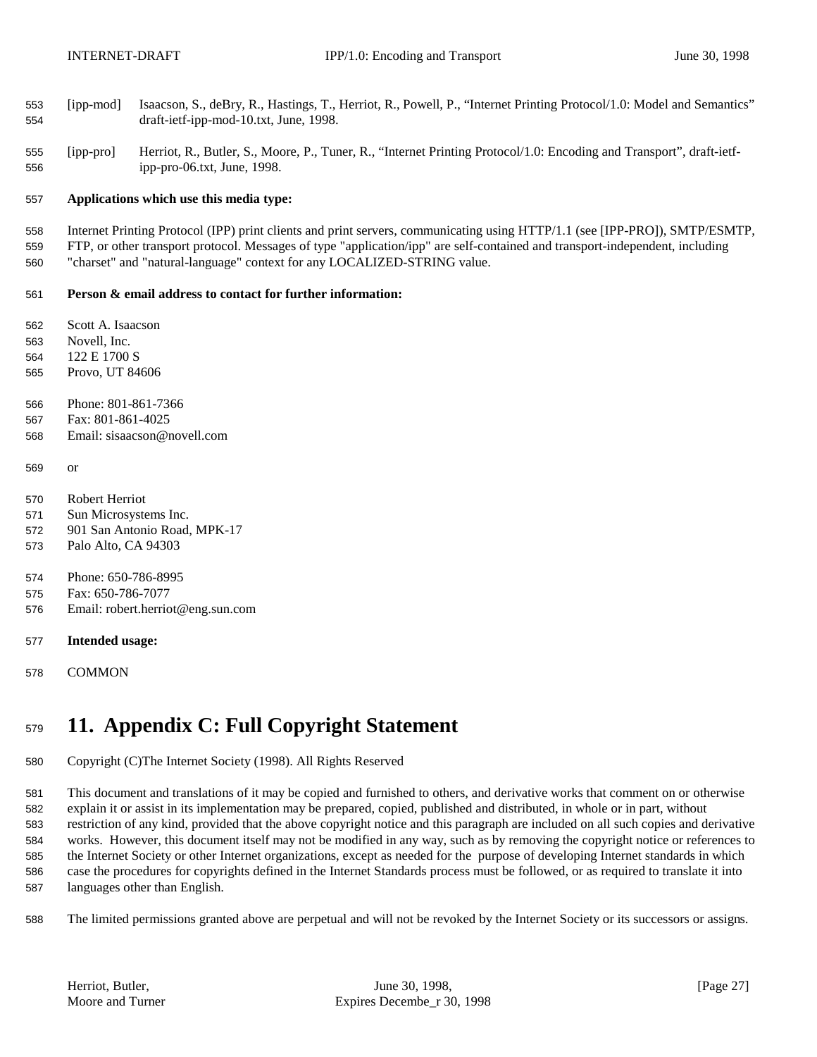[ipp-mod] Isaacson, S., deBry, R., Hastings, T., Herriot, R., Powell, P., "Internet Printing Protocol/1.0: Model and Semantics" draft-ietf-ipp-mod-10.txt, June, 1998.

[ipp-pro] Herriot, R., Butler, S., Moore, P., Tuner, R., "Internet Printing Protocol/1.0: Encoding and Transport", draft-ietf-ipp-pro-06.txt, June, 1998.

**Applications which use this media type:**

Internet Printing Protocol (IPP) print clients and print servers, communicating using HTTP/1.1 (see [IPP-PRO]), SMTP/ESMTP, FTP, or other transport protocol. Messages of type "application/ipp" are self-contained and transport-independent, including "charset" and "natural-language" context for any LOCALIZED-STRING value.

**Person & email address to contact for further information:**

Scott A. Isaacson
Novell, Inc.
122 E 1700 S
Provo, UT 84606

Phone: 801-861-7366
Fax: 801-861-4025
Email: sisaacson@novell.com

or

Robert Herriot
Sun Microsystems Inc.
901 San Antonio Road, MPK-17
Palo Alto, CA 94303

Phone: 650-786-8995
Fax: 650-786-7077
Email: robert.herriot@eng.sun.com

**Intended usage:**

COMMON

# 11. Appendix C: Full Copyright Statement

Copyright (C)The Internet Society (1998). All Rights Reserved

This document and translations of it may be copied and furnished to others, and derivative works that comment on or otherwise explain it or assist in its implementation may be prepared, copied, published and distributed, in whole or in part, without restriction of any kind, provided that the above copyright notice and this paragraph are included on all such copies and derivative works. However, this document itself may not be modified in any way, such as by removing the copyright notice or references to the Internet Society or other Internet organizations, except as needed for the purpose of developing Internet standards in which case the procedures for copyrights defined in the Internet Standards process must be followed, or as required to translate it into languages other than English.

The limited permissions granted above are perpetual and will not be revoked by the Internet Society or its successors or assigns.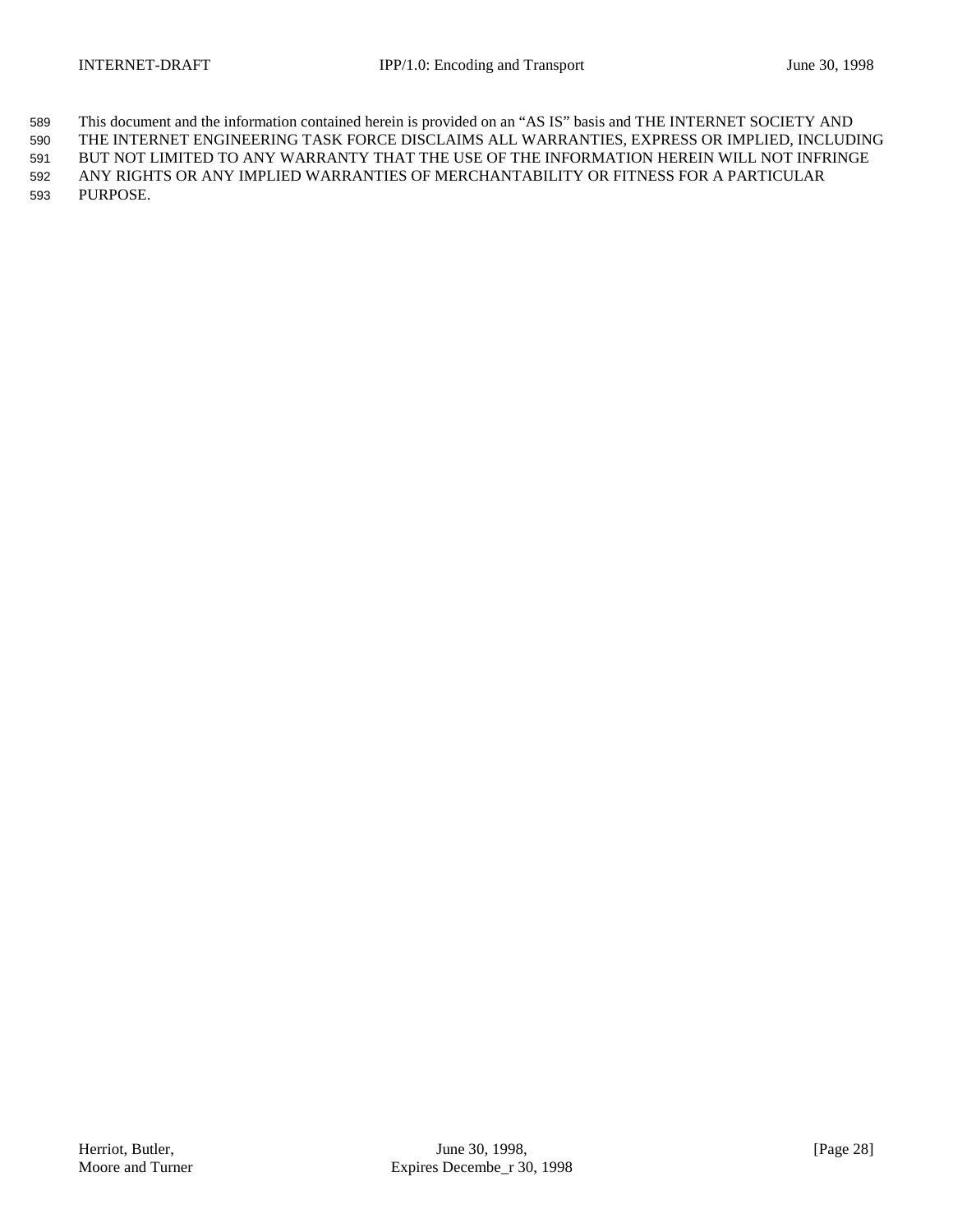This document and the information contained herein is provided on an “AS IS” basis and THE INTERNET SOCIETY AND THE INTERNET ENGINEERING TASK FORCE DISCLAIMS ALL WARRANTIES, EXPRESS OR IMPLIED, INCLUDING BUT NOT LIMITED TO ANY WARRANTY THAT THE USE OF THE INFORMATION HEREIN WILL NOT INFRINGE ANY RIGHTS OR ANY IMPLIED WARRANTIES OF MERCHANTABILITY OR FITNESS FOR A PARTICULAR PURPOSE.